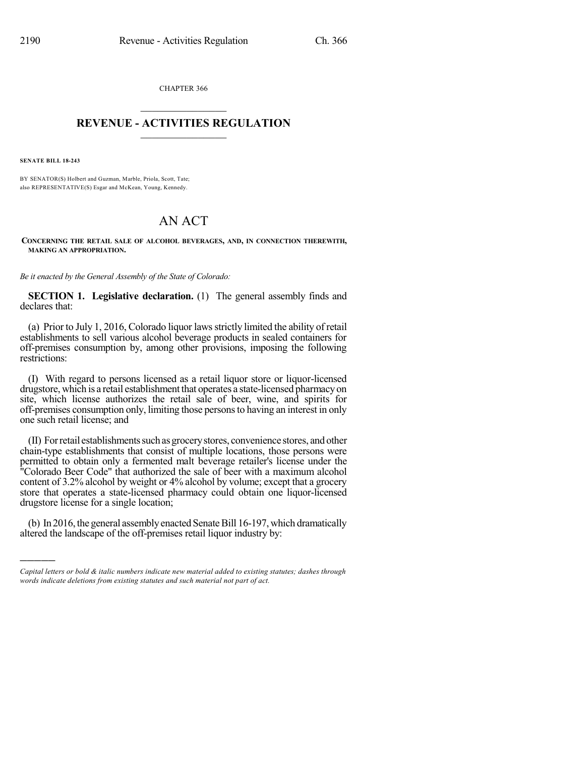CHAPTER 366

# REVENUE - ACTIVITIES REGULATION

**SENATE BILL 18-243**

BY SENATOR(S) Holbert and Guzman, Marble, Priola, Scott, Tate;
also REPRESENTATIVE(S) Esgar and McKean, Young, Kennedy.

# AN ACT

**CONCERNING THE RETAIL SALE OF ALCOHOL BEVERAGES, AND, IN CONNECTION THEREWITH, MAKING AN APPROPRIATION.**

*Be it enacted by the General Assembly of the State of Colorado:*

**SECTION 1. Legislative declaration.** (1) The general assembly finds and declares that:

(a) Prior to July 1, 2016, Colorado liquor laws strictly limited the ability of retail establishments to sell various alcohol beverage products in sealed containers for off-premises consumption by, among other provisions, imposing the following restrictions:

(I) With regard to persons licensed as a retail liquor store or liquor-licensed drugstore, which is a retail establishment that operates a state-licensed pharmacy on site, which license authorizes the retail sale of beer, wine, and spirits for off-premises consumption only, limiting those persons to having an interest in only one such retail license; and

(II) For retail establishments such as grocery stores, convenience stores, and other chain-type establishments that consist of multiple locations, those persons were permitted to obtain only a fermented malt beverage retailer's license under the "Colorado Beer Code" that authorized the sale of beer with a maximum alcohol content of 3.2% alcohol by weight or 4% alcohol by volume; except that a grocery store that operates a state-licensed pharmacy could obtain one liquor-licensed drugstore license for a single location;

(b) In 2016, the general assembly enacted Senate Bill 16-197, which dramatically altered the landscape of the off-premises retail liquor industry by:

---

*Capital letters or bold & italic numbers indicate new material added to existing statutes; dashes through words indicate deletions from existing statutes and such material not part of act.*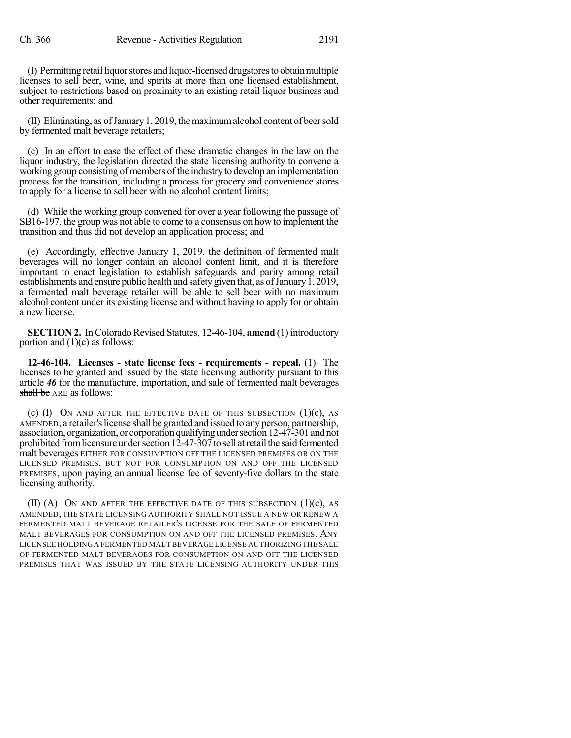(I) Permitting retail liquor stores and liquor-licensed drugstores to obtain multiple licenses to sell beer, wine, and spirits at more than one licensed establishment, subject to restrictions based on proximity to an existing retail liquor business and other requirements; and

(II) Eliminating, as of January 1, 2019, the maximum alcohol content of beer sold by fermented malt beverage retailers;

(c) In an effort to ease the effect of these dramatic changes in the law on the liquor industry, the legislation directed the state licensing authority to convene a working group consisting of members of the industry to develop an implementation process for the transition, including a process for grocery and convenience stores to apply for a license to sell beer with no alcohol content limits;

(d) While the working group convened for over a year following the passage of SB16-197, the group was not able to come to a consensus on how to implement the transition and thus did not develop an application process; and

(e) Accordingly, effective January 1, 2019, the definition of fermented malt beverages will no longer contain an alcohol content limit, and it is therefore important to enact legislation to establish safeguards and parity among retail establishments and ensure public health and safety given that, as of January 1, 2019, a fermented malt beverage retailer will be able to sell beer with no maximum alcohol content under its existing license and without having to apply for or obtain a new license.

**SECTION 2.** In Colorado Revised Statutes, 12-46-104, **amend** (1) introductory portion and (1)(c) as follows:

**12-46-104. Licenses - state license fees - requirements - repeal.** (1) The licenses to be granted and issued by the state licensing authority pursuant to this article *46* for the manufacture, importation, and sale of fermented malt beverages ~~shall be~~ ARE as follows:

(c) (I) ON AND AFTER THE EFFECTIVE DATE OF THIS SUBSECTION (1)(c), AS AMENDED, a retailer's license shall be granted and issued to any person, partnership, association, organization, or corporation qualifying under section 12-47-301 and not prohibited from licensure under section 12-47-307 to sell at retail ~~the said~~ fermented malt beverages EITHER FOR CONSUMPTION OFF THE LICENSED PREMISES OR ON THE LICENSED PREMISES, BUT NOT FOR CONSUMPTION ON AND OFF THE LICENSED PREMISES, upon paying an annual license fee of seventy-five dollars to the state licensing authority.

(II) (A) ON AND AFTER THE EFFECTIVE DATE OF THIS SUBSECTION (1)(c), AS AMENDED, THE STATE LICENSING AUTHORITY SHALL NOT ISSUE A NEW OR RENEW A FERMENTED MALT BEVERAGE RETAILER'S LICENSE FOR THE SALE OF FERMENTED MALT BEVERAGES FOR CONSUMPTION ON AND OFF THE LICENSED PREMISES. ANY LICENSEE HOLDING A FERMENTED MALT BEVERAGE LICENSE AUTHORIZING THE SALE OF FERMENTED MALT BEVERAGES FOR CONSUMPTION ON AND OFF THE LICENSED PREMISES THAT WAS ISSUED BY THE STATE LICENSING AUTHORITY UNDER THIS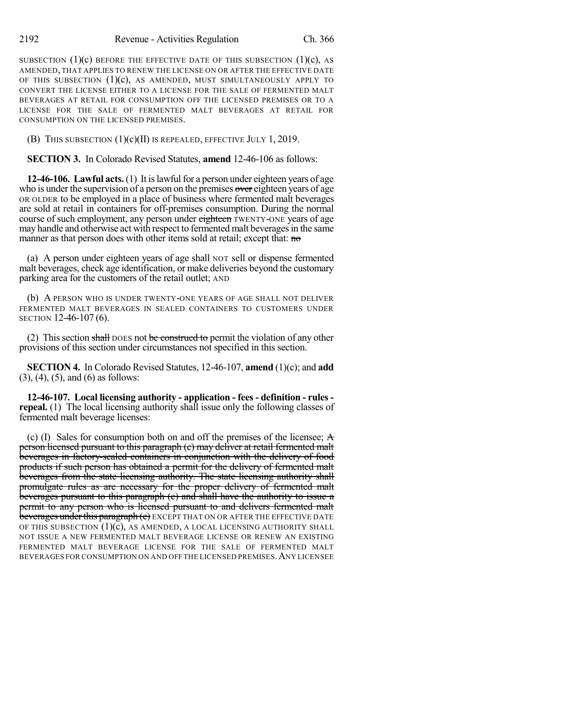SUBSECTION (1)(c) BEFORE THE EFFECTIVE DATE OF THIS SUBSECTION (1)(c), AS AMENDED, THAT APPLIES TO RENEW THE LICENSE ON OR AFTER THE EFFECTIVE DATE OF THIS SUBSECTION (1)(c), AS AMENDED, MUST SIMULTANEOUSLY APPLY TO CONVERT THE LICENSE EITHER TO A LICENSE FOR THE SALE OF FERMENTED MALT BEVERAGES AT RETAIL FOR CONSUMPTION OFF THE LICENSED PREMISES OR TO A LICENSE FOR THE SALE OF FERMENTED MALT BEVERAGES AT RETAIL FOR CONSUMPTION ON THE LICENSED PREMISES.

(B) THIS SUBSECTION (1)(c)(II) IS REPEALED, EFFECTIVE JULY 1, 2019.

**SECTION 3.** In Colorado Revised Statutes, **amend** 12-46-106 as follows:

**12-46-106. Lawful acts.** (1) It is lawful for a person under eighteen years of age who is under the supervision of a person on the premises ~~over~~ eighteen years of age OR OLDER to be employed in a place of business where fermented malt beverages are sold at retail in containers for off-premises consumption. During the normal course of such employment, any person under ~~eighteen~~ TWENTY-ONE years of age may handle and otherwise act with respect to fermented malt beverages in the same manner as that person does with other items sold at retail; except that: ~~no~~

(a) A person under eighteen years of age shall NOT sell or dispense fermented malt beverages, check age identification, or make deliveries beyond the customary parking area for the customers of the retail outlet; AND

(b) A PERSON WHO IS UNDER TWENTY-ONE YEARS OF AGE SHALL NOT DELIVER FERMENTED MALT BEVERAGES IN SEALED CONTAINERS TO CUSTOMERS UNDER SECTION 12-46-107 (6).

(2) This section ~~shall~~ DOES not ~~be construed to~~ permit the violation of any other provisions of this section under circumstances not specified in this section.

**SECTION 4.** In Colorado Revised Statutes, 12-46-107, **amend** (1)(c); and **add** (3), (4), (5), and (6) as follows:

**12-46-107. Local licensing authority - application - fees - definition - rules - repeal.** (1) The local licensing authority shall issue only the following classes of fermented malt beverage licenses:

(c) (I) Sales for consumption both on and off the premises of the licensee; ~~A person licensed pursuant to this paragraph (c) may deliver at retail fermented malt beverages in factory-sealed containers in conjunction with the delivery of food products if such person has obtained a permit for the delivery of fermented malt beverages from the state licensing authority. The state licensing authority shall promulgate rules as are necessary for the proper delivery of fermented malt beverages pursuant to this paragraph (c) and shall have the authority to issue a permit to any person who is licensed pursuant to and delivers fermented malt beverages under this paragraph (c)~~ EXCEPT THAT ON OR AFTER THE EFFECTIVE DATE OF THIS SUBSECTION (1)(c), AS AMENDED, A LOCAL LICENSING AUTHORITY SHALL NOT ISSUE A NEW FERMENTED MALT BEVERAGE LICENSE OR RENEW AN EXISTING FERMENTED MALT BEVERAGE LICENSE FOR THE SALE OF FERMENTED MALT BEVERAGES FOR CONSUMPTION ON AND OFF THE LICENSED PREMISES. ANY LICENSEE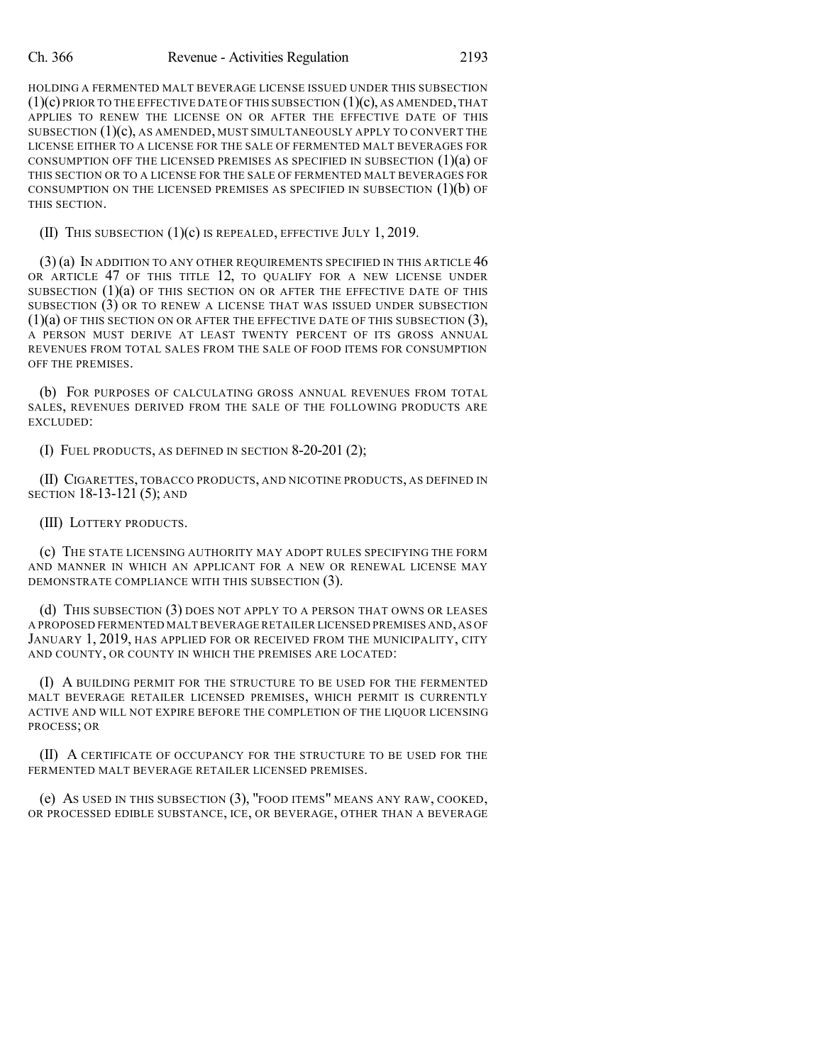HOLDING A FERMENTED MALT BEVERAGE LICENSE ISSUED UNDER THIS SUBSECTION (1)(c) PRIOR TO THE EFFECTIVE DATE OF THIS SUBSECTION (1)(c), AS AMENDED, THAT APPLIES TO RENEW THE LICENSE ON OR AFTER THE EFFECTIVE DATE OF THIS SUBSECTION (1)(c), AS AMENDED, MUST SIMULTANEOUSLY APPLY TO CONVERT THE LICENSE EITHER TO A LICENSE FOR THE SALE OF FERMENTED MALT BEVERAGES FOR CONSUMPTION OFF THE LICENSED PREMISES AS SPECIFIED IN SUBSECTION (1)(a) OF THIS SECTION OR TO A LICENSE FOR THE SALE OF FERMENTED MALT BEVERAGES FOR CONSUMPTION ON THE LICENSED PREMISES AS SPECIFIED IN SUBSECTION (1)(b) OF THIS SECTION.

(II) THIS SUBSECTION (1)(c) IS REPEALED, EFFECTIVE JULY 1, 2019.

(3) (a) IN ADDITION TO ANY OTHER REQUIREMENTS SPECIFIED IN THIS ARTICLE 46 OR ARTICLE 47 OF THIS TITLE 12, TO QUALIFY FOR A NEW LICENSE UNDER SUBSECTION (1)(a) OF THIS SECTION ON OR AFTER THE EFFECTIVE DATE OF THIS SUBSECTION (3) OR TO RENEW A LICENSE THAT WAS ISSUED UNDER SUBSECTION (1)(a) OF THIS SECTION ON OR AFTER THE EFFECTIVE DATE OF THIS SUBSECTION (3), A PERSON MUST DERIVE AT LEAST TWENTY PERCENT OF ITS GROSS ANNUAL REVENUES FROM TOTAL SALES FROM THE SALE OF FOOD ITEMS FOR CONSUMPTION OFF THE PREMISES.

(b) FOR PURPOSES OF CALCULATING GROSS ANNUAL REVENUES FROM TOTAL SALES, REVENUES DERIVED FROM THE SALE OF THE FOLLOWING PRODUCTS ARE EXCLUDED:

(I) FUEL PRODUCTS, AS DEFINED IN SECTION 8-20-201 (2);

(II) CIGARETTES, TOBACCO PRODUCTS, AND NICOTINE PRODUCTS, AS DEFINED IN SECTION 18-13-121 (5); AND

(III) LOTTERY PRODUCTS.

(c) THE STATE LICENSING AUTHORITY MAY ADOPT RULES SPECIFYING THE FORM AND MANNER IN WHICH AN APPLICANT FOR A NEW OR RENEWAL LICENSE MAY DEMONSTRATE COMPLIANCE WITH THIS SUBSECTION (3).

(d) THIS SUBSECTION (3) DOES NOT APPLY TO A PERSON THAT OWNS OR LEASES A PROPOSED FERMENTED MALT BEVERAGE RETAILER LICENSED PREMISES AND, AS OF JANUARY 1, 2019, HAS APPLIED FOR OR RECEIVED FROM THE MUNICIPALITY, CITY AND COUNTY, OR COUNTY IN WHICH THE PREMISES ARE LOCATED:

(I) A BUILDING PERMIT FOR THE STRUCTURE TO BE USED FOR THE FERMENTED MALT BEVERAGE RETAILER LICENSED PREMISES, WHICH PERMIT IS CURRENTLY ACTIVE AND WILL NOT EXPIRE BEFORE THE COMPLETION OF THE LIQUOR LICENSING PROCESS; OR

(II) A CERTIFICATE OF OCCUPANCY FOR THE STRUCTURE TO BE USED FOR THE FERMENTED MALT BEVERAGE RETAILER LICENSED PREMISES.

(e) AS USED IN THIS SUBSECTION (3), "FOOD ITEMS" MEANS ANY RAW, COOKED, OR PROCESSED EDIBLE SUBSTANCE, ICE, OR BEVERAGE, OTHER THAN A BEVERAGE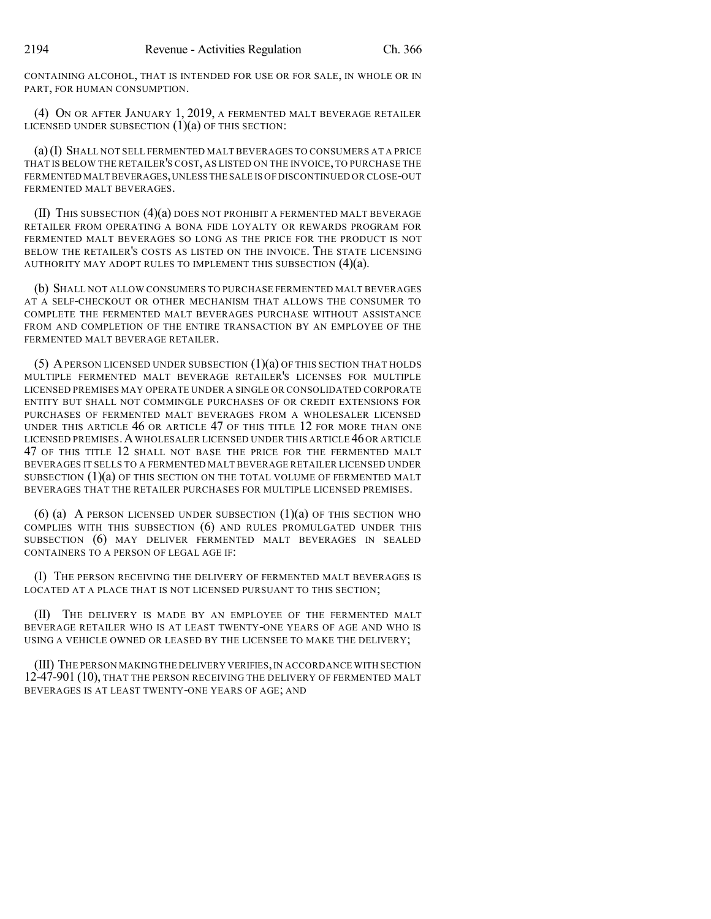CONTAINING ALCOHOL, THAT IS INTENDED FOR USE OR FOR SALE, IN WHOLE OR IN PART, FOR HUMAN CONSUMPTION.

(4) ON OR AFTER JANUARY 1, 2019, A FERMENTED MALT BEVERAGE RETAILER LICENSED UNDER SUBSECTION (1)(a) OF THIS SECTION:

(a) (I) SHALL NOT SELL FERMENTED MALT BEVERAGES TO CONSUMERS AT A PRICE THAT IS BELOW THE RETAILER'S COST, AS LISTED ON THE INVOICE, TO PURCHASE THE FERMENTED MALT BEVERAGES, UNLESS THE SALE IS OF DISCONTINUED OR CLOSE-OUT FERMENTED MALT BEVERAGES.

(II) THIS SUBSECTION (4)(a) DOES NOT PROHIBIT A FERMENTED MALT BEVERAGE RETAILER FROM OPERATING A BONA FIDE LOYALTY OR REWARDS PROGRAM FOR FERMENTED MALT BEVERAGES SO LONG AS THE PRICE FOR THE PRODUCT IS NOT BELOW THE RETAILER'S COSTS AS LISTED ON THE INVOICE. THE STATE LICENSING AUTHORITY MAY ADOPT RULES TO IMPLEMENT THIS SUBSECTION (4)(a).

(b) SHALL NOT ALLOW CONSUMERS TO PURCHASE FERMENTED MALT BEVERAGES AT A SELF-CHECKOUT OR OTHER MECHANISM THAT ALLOWS THE CONSUMER TO COMPLETE THE FERMENTED MALT BEVERAGES PURCHASE WITHOUT ASSISTANCE FROM AND COMPLETION OF THE ENTIRE TRANSACTION BY AN EMPLOYEE OF THE FERMENTED MALT BEVERAGE RETAILER.

(5) A PERSON LICENSED UNDER SUBSECTION (1)(a) OF THIS SECTION THAT HOLDS MULTIPLE FERMENTED MALT BEVERAGE RETAILER'S LICENSES FOR MULTIPLE LICENSED PREMISES MAY OPERATE UNDER A SINGLE OR CONSOLIDATED CORPORATE ENTITY BUT SHALL NOT COMMINGLE PURCHASES OF OR CREDIT EXTENSIONS FOR PURCHASES OF FERMENTED MALT BEVERAGES FROM A WHOLESALER LICENSED UNDER THIS ARTICLE 46 OR ARTICLE 47 OF THIS TITLE 12 FOR MORE THAN ONE LICENSED PREMISES. A WHOLESALER LICENSED UNDER THIS ARTICLE 46 OR ARTICLE 47 OF THIS TITLE 12 SHALL NOT BASE THE PRICE FOR THE FERMENTED MALT BEVERAGES IT SELLS TO A FERMENTED MALT BEVERAGE RETAILER LICENSED UNDER SUBSECTION (1)(a) OF THIS SECTION ON THE TOTAL VOLUME OF FERMENTED MALT BEVERAGES THAT THE RETAILER PURCHASES FOR MULTIPLE LICENSED PREMISES.

(6) (a) A PERSON LICENSED UNDER SUBSECTION (1)(a) OF THIS SECTION WHO COMPLIES WITH THIS SUBSECTION (6) AND RULES PROMULGATED UNDER THIS SUBSECTION (6) MAY DELIVER FERMENTED MALT BEVERAGES IN SEALED CONTAINERS TO A PERSON OF LEGAL AGE IF:

(I) THE PERSON RECEIVING THE DELIVERY OF FERMENTED MALT BEVERAGES IS LOCATED AT A PLACE THAT IS NOT LICENSED PURSUANT TO THIS SECTION;

(II) THE DELIVERY IS MADE BY AN EMPLOYEE OF THE FERMENTED MALT BEVERAGE RETAILER WHO IS AT LEAST TWENTY-ONE YEARS OF AGE AND WHO IS USING A VEHICLE OWNED OR LEASED BY THE LICENSEE TO MAKE THE DELIVERY;

(III) THE PERSON MAKING THE DELIVERY VERIFIES, IN ACCORDANCE WITH SECTION 12-47-901 (10), THAT THE PERSON RECEIVING THE DELIVERY OF FERMENTED MALT BEVERAGES IS AT LEAST TWENTY-ONE YEARS OF AGE; AND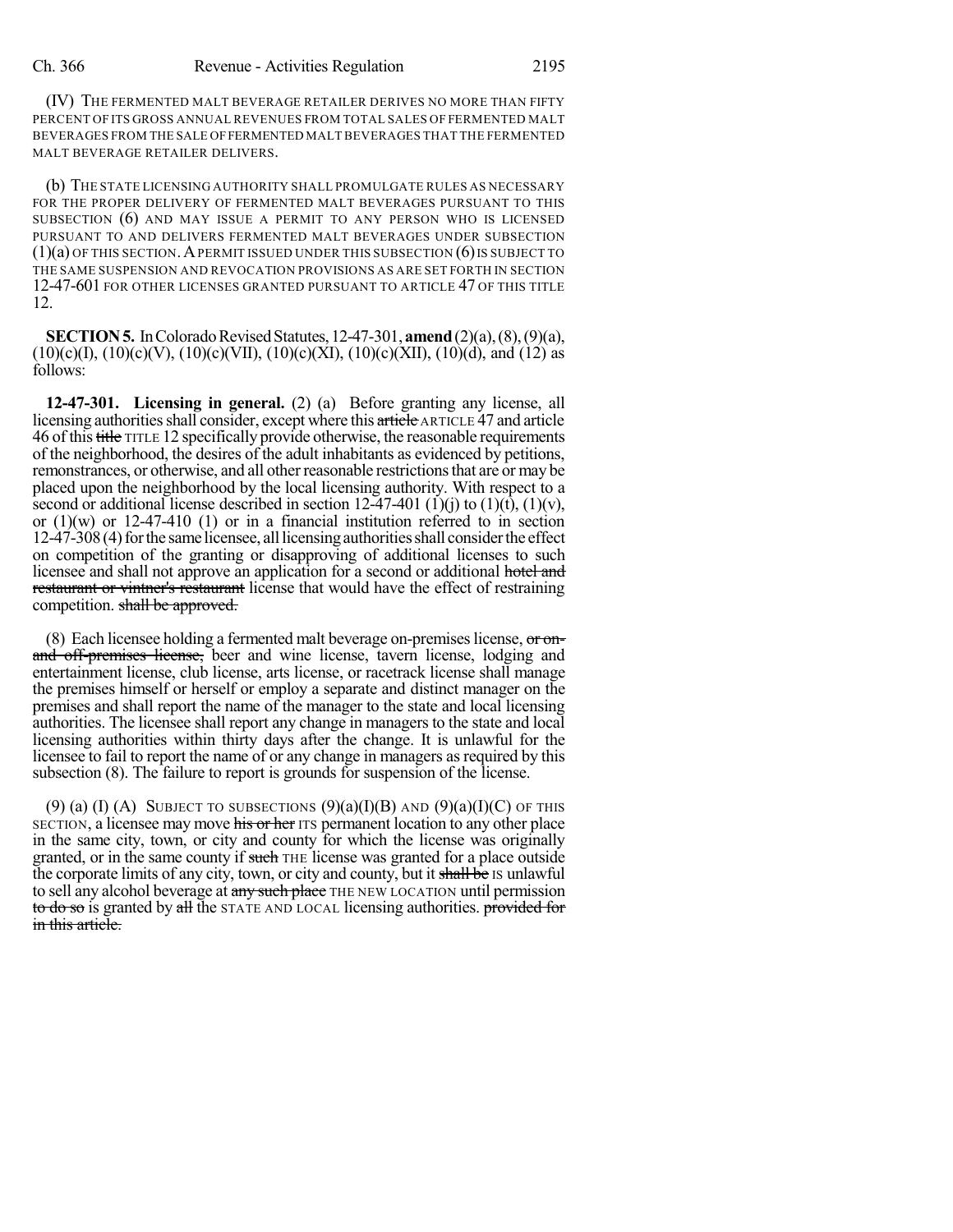(IV) THE FERMENTED MALT BEVERAGE RETAILER DERIVES NO MORE THAN FIFTY PERCENT OF ITS GROSS ANNUAL REVENUES FROM TOTAL SALES OF FERMENTED MALT BEVERAGES FROM THE SALE OF FERMENTED MALT BEVERAGES THAT THE FERMENTED MALT BEVERAGE RETAILER DELIVERS.

(b) THE STATE LICENSING AUTHORITY SHALL PROMULGATE RULES AS NECESSARY FOR THE PROPER DELIVERY OF FERMENTED MALT BEVERAGES PURSUANT TO THIS SUBSECTION (6) AND MAY ISSUE A PERMIT TO ANY PERSON WHO IS LICENSED PURSUANT TO AND DELIVERS FERMENTED MALT BEVERAGES UNDER SUBSECTION (1)(a) OF THIS SECTION. A PERMIT ISSUED UNDER THIS SUBSECTION (6) IS SUBJECT TO THE SAME SUSPENSION AND REVOCATION PROVISIONS AS ARE SET FORTH IN SECTION 12-47-601 FOR OTHER LICENSES GRANTED PURSUANT TO ARTICLE 47 OF THIS TITLE 12.

**SECTION 5.** In Colorado Revised Statutes, 12-47-301, **amend** (2)(a), (8), (9)(a), (10)(c)(I), (10)(c)(V), (10)(c)(VII), (10)(c)(XI), (10)(c)(XII), (10)(d), and (12) as follows:

**12-47-301. Licensing in general.** (2) (a) Before granting any license, all licensing authorities shall consider, except where this ~~article~~ ARTICLE 47 and article 46 of this ~~title~~ TITLE 12 specifically provide otherwise, the reasonable requirements of the neighborhood, the desires of the adult inhabitants as evidenced by petitions, remonstrances, or otherwise, and all other reasonable restrictions that are or may be placed upon the neighborhood by the local licensing authority. With respect to a second or additional license described in section 12-47-401 (1)(j) to (1)(t), (1)(v), or (1)(w) or 12-47-410 (1) or in a financial institution referred to in section 12-47-308 (4) for the same licensee, all licensing authorities shall consider the effect on competition of the granting or disapproving of additional licenses to such licensee and shall not approve an application for a second or additional ~~hotel and restaurant or vintner's restaurant~~ license that would have the effect of restraining competition. ~~shall be approved.~~

(8) Each licensee holding a fermented malt beverage on-premises license, ~~or on-and off-premises license,~~ beer and wine license, tavern license, lodging and entertainment license, club license, arts license, or racetrack license shall manage the premises himself or herself or employ a separate and distinct manager on the premises and shall report the name of the manager to the state and local licensing authorities. The licensee shall report any change in managers to the state and local licensing authorities within thirty days after the change. It is unlawful for the licensee to fail to report the name of or any change in managers as required by this subsection (8). The failure to report is grounds for suspension of the license.

(9) (a) (I) (A) SUBJECT TO SUBSECTIONS (9)(a)(I)(B) AND (9)(a)(I)(C) OF THIS SECTION, a licensee may move ~~his or her~~ ITS permanent location to any other place in the same city, town, or city and county for which the license was originally granted, or in the same county if ~~such~~ THE license was granted for a place outside the corporate limits of any city, town, or city and county, but it ~~shall be~~ IS unlawful to sell any alcohol beverage at ~~any such place~~ THE NEW LOCATION until permission ~~to do so~~ is granted by ~~all~~ the STATE AND LOCAL licensing authorities. ~~provided for in this article.~~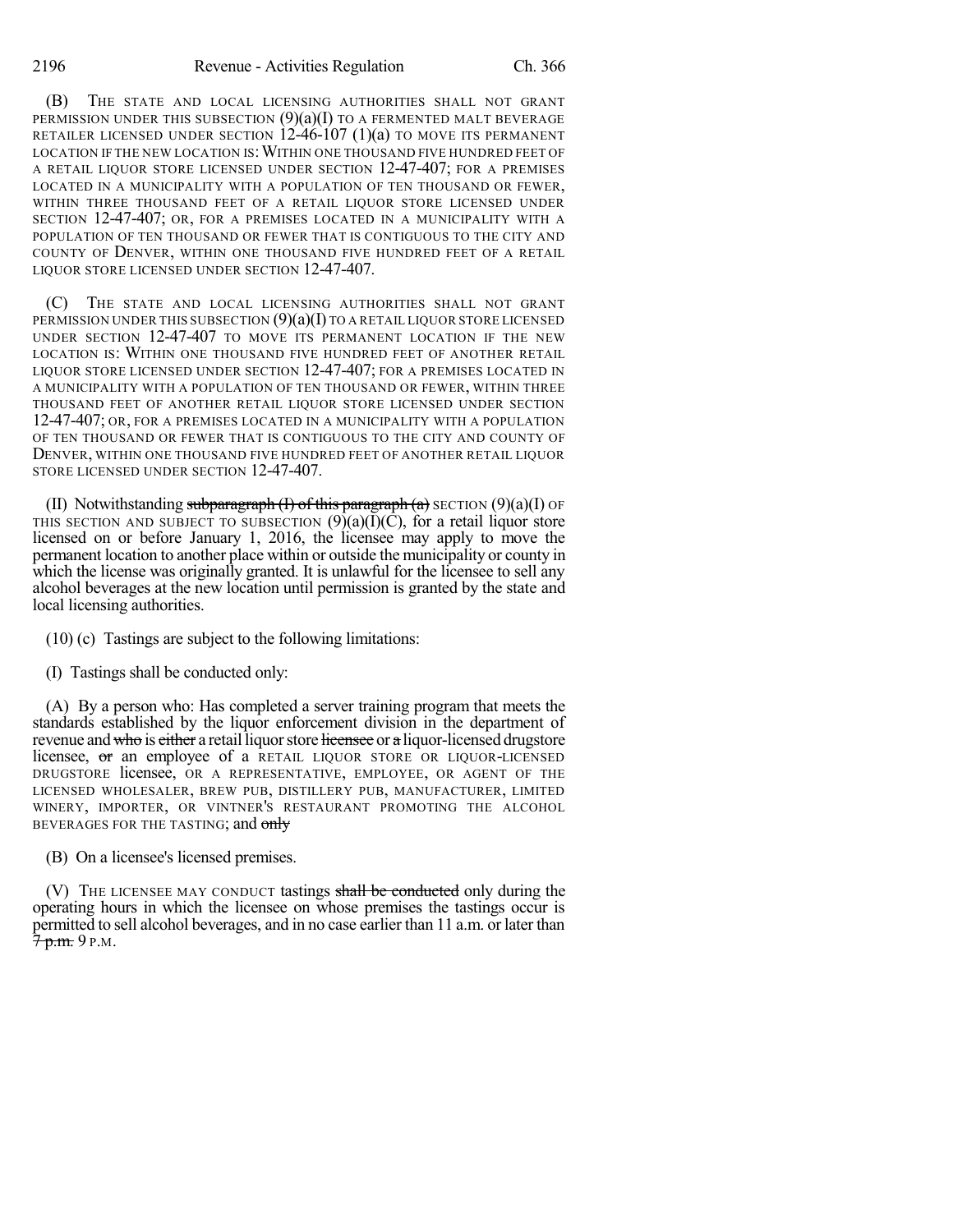(B) THE STATE AND LOCAL LICENSING AUTHORITIES SHALL NOT GRANT PERMISSION UNDER THIS SUBSECTION (9)(a)(I) TO A FERMENTED MALT BEVERAGE RETAILER LICENSED UNDER SECTION 12-46-107 (1)(a) TO MOVE ITS PERMANENT LOCATION IF THE NEW LOCATION IS: WITHIN ONE THOUSAND FIVE HUNDRED FEET OF A RETAIL LIQUOR STORE LICENSED UNDER SECTION 12-47-407; FOR A PREMISES LOCATED IN A MUNICIPALITY WITH A POPULATION OF TEN THOUSAND OR FEWER, WITHIN THREE THOUSAND FEET OF A RETAIL LIQUOR STORE LICENSED UNDER SECTION 12-47-407; OR, FOR A PREMISES LOCATED IN A MUNICIPALITY WITH A POPULATION OF TEN THOUSAND OR FEWER THAT IS CONTIGUOUS TO THE CITY AND COUNTY OF DENVER, WITHIN ONE THOUSAND FIVE HUNDRED FEET OF A RETAIL LIQUOR STORE LICENSED UNDER SECTION 12-47-407.

(C) THE STATE AND LOCAL LICENSING AUTHORITIES SHALL NOT GRANT PERMISSION UNDER THIS SUBSECTION (9)(a)(I) TO A RETAIL LIQUOR STORE LICENSED UNDER SECTION 12-47-407 TO MOVE ITS PERMANENT LOCATION IF THE NEW LOCATION IS: WITHIN ONE THOUSAND FIVE HUNDRED FEET OF ANOTHER RETAIL LIQUOR STORE LICENSED UNDER SECTION 12-47-407; FOR A PREMISES LOCATED IN A MUNICIPALITY WITH A POPULATION OF TEN THOUSAND OR FEWER, WITHIN THREE THOUSAND FEET OF ANOTHER RETAIL LIQUOR STORE LICENSED UNDER SECTION 12-47-407; OR, FOR A PREMISES LOCATED IN A MUNICIPALITY WITH A POPULATION OF TEN THOUSAND OR FEWER THAT IS CONTIGUOUS TO THE CITY AND COUNTY OF DENVER, WITHIN ONE THOUSAND FIVE HUNDRED FEET OF ANOTHER RETAIL LIQUOR STORE LICENSED UNDER SECTION 12-47-407.

(II) Notwithstanding ~~subparagraph (I) of this paragraph (a)~~ SECTION (9)(a)(I) OF THIS SECTION AND SUBJECT TO SUBSECTION (9)(a)(I)(C), for a retail liquor store licensed on or before January 1, 2016, the licensee may apply to move the permanent location to another place within or outside the municipality or county in which the license was originally granted. It is unlawful for the licensee to sell any alcohol beverages at the new location until permission is granted by the state and local licensing authorities.

(10) (c) Tastings are subject to the following limitations:

(I) Tastings shall be conducted only:

(A) By a person who: Has completed a server training program that meets the standards established by the liquor enforcement division in the department of revenue and ~~who~~ is ~~either~~ a retail liquor store ~~licensee~~ or ~~a~~ liquor-licensed drugstore licensee, ~~or~~ an employee of a RETAIL LIQUOR STORE OR LIQUOR-LICENSED DRUGSTORE licensee, OR A REPRESENTATIVE, EMPLOYEE, OR AGENT OF THE LICENSED WHOLESALER, BREW PUB, DISTILLERY PUB, MANUFACTURER, LIMITED WINERY, IMPORTER, OR VINTNER'S RESTAURANT PROMOTING THE ALCOHOL BEVERAGES FOR THE TASTING; and ~~only~~

(B) On a licensee's licensed premises.

(V) THE LICENSEE MAY CONDUCT tastings ~~shall be conducted~~ only during the operating hours in which the licensee on whose premises the tastings occur is permitted to sell alcohol beverages, and in no case earlier than 11 a.m. or later than ~~7 p.m.~~ 9 P.M.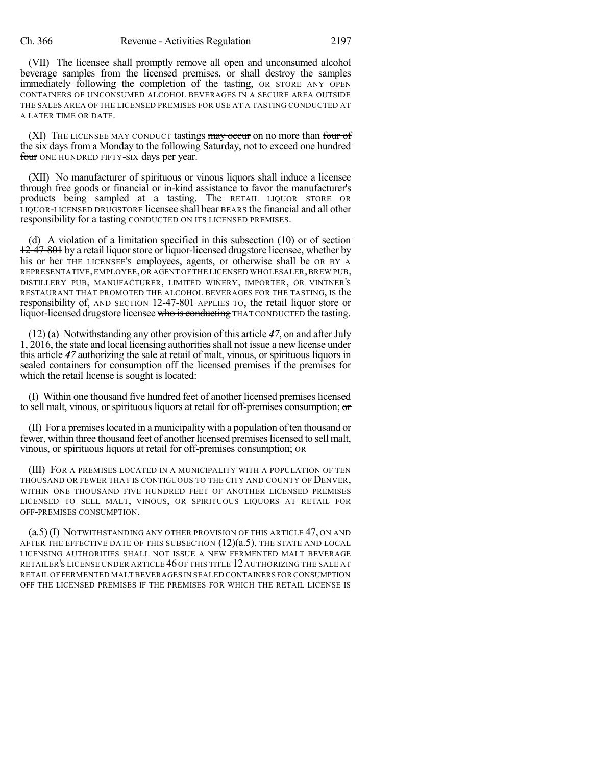(VII) The licensee shall promptly remove all open and unconsumed alcohol beverage samples from the licensed premises, ~~or shall~~ destroy the samples immediately following the completion of the tasting, OR STORE ANY OPEN CONTAINERS OF UNCONSUMED ALCOHOL BEVERAGES IN A SECURE AREA OUTSIDE THE SALES AREA OF THE LICENSED PREMISES FOR USE AT A TASTING CONDUCTED AT A LATER TIME OR DATE.

(XI) THE LICENSEE MAY CONDUCT tastings ~~may occur~~ on no more than ~~four of the six days from a Monday to the following Saturday, not to exceed one hundred four~~ ONE HUNDRED FIFTY-SIX days per year.

(XII) No manufacturer of spirituous or vinous liquors shall induce a licensee through free goods or financial or in-kind assistance to favor the manufacturer's products being sampled at a tasting. The RETAIL LIQUOR STORE OR LIQUOR-LICENSED DRUGSTORE licensee ~~shall bear~~ BEARS the financial and all other responsibility for a tasting CONDUCTED ON ITS LICENSED PREMISES.

(d) A violation of a limitation specified in this subsection (10) ~~or of section 12-47-801~~ by a retail liquor store or liquor-licensed drugstore licensee, whether by ~~his or her~~ THE LICENSEE'S employees, agents, or otherwise ~~shall be~~ OR BY A REPRESENTATIVE, EMPLOYEE, OR AGENT OF THE LICENSED WHOLESALER, BREW PUB, DISTILLERY PUB, MANUFACTURER, LIMITED WINERY, IMPORTER, OR VINTNER'S RESTAURANT THAT PROMOTED THE ALCOHOL BEVERAGES FOR THE TASTING, IS the responsibility of, AND SECTION 12-47-801 APPLIES TO, the retail liquor store or liquor-licensed drugstore licensee ~~who is conducting~~ THAT CONDUCTED the tasting.

(12) (a) Notwithstanding any other provision of this article *47*, on and after July 1, 2016, the state and local licensing authorities shall not issue a new license under this article *47* authorizing the sale at retail of malt, vinous, or spirituous liquors in sealed containers for consumption off the licensed premises if the premises for which the retail license is sought is located:

(I) Within one thousand five hundred feet of another licensed premises licensed to sell malt, vinous, or spirituous liquors at retail for off-premises consumption; ~~or~~

(II) For a premises located in a municipality with a population of ten thousand or fewer, within three thousand feet of another licensed premises licensed to sell malt, vinous, or spirituous liquors at retail for off-premises consumption; OR

(III) FOR A PREMISES LOCATED IN A MUNICIPALITY WITH A POPULATION OF TEN THOUSAND OR FEWER THAT IS CONTIGUOUS TO THE CITY AND COUNTY OF DENVER, WITHIN ONE THOUSAND FIVE HUNDRED FEET OF ANOTHER LICENSED PREMISES LICENSED TO SELL MALT, VINOUS, OR SPIRITUOUS LIQUORS AT RETAIL FOR OFF-PREMISES CONSUMPTION.

(a.5) (I) NOTWITHSTANDING ANY OTHER PROVISION OF THIS ARTICLE 47, ON AND AFTER THE EFFECTIVE DATE OF THIS SUBSECTION (12)(a.5), THE STATE AND LOCAL LICENSING AUTHORITIES SHALL NOT ISSUE A NEW FERMENTED MALT BEVERAGE RETAILER'S LICENSE UNDER ARTICLE 46 OF THIS TITLE 12 AUTHORIZING THE SALE AT RETAIL OF FERMENTED MALT BEVERAGES IN SEALED CONTAINERS FOR CONSUMPTION OFF THE LICENSED PREMISES IF THE PREMISES FOR WHICH THE RETAIL LICENSE IS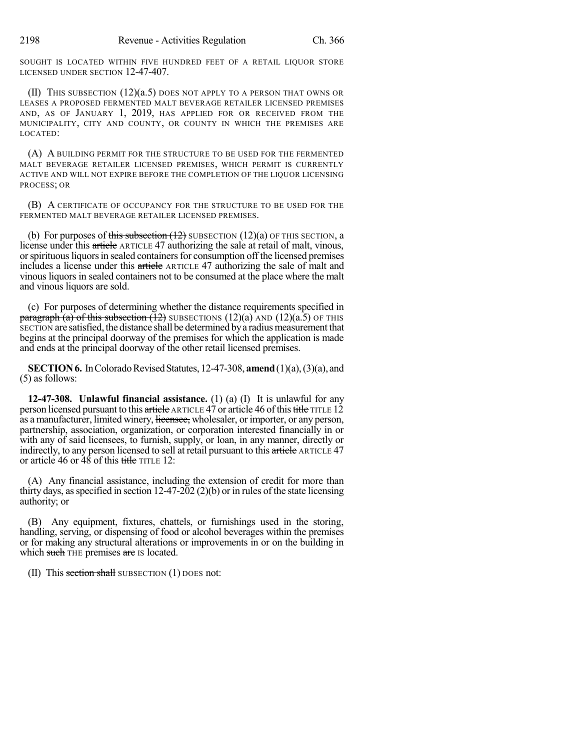SOUGHT IS LOCATED WITHIN FIVE HUNDRED FEET OF A RETAIL LIQUOR STORE LICENSED UNDER SECTION 12-47-407.

(II) THIS SUBSECTION (12)(a.5) DOES NOT APPLY TO A PERSON THAT OWNS OR LEASES A PROPOSED FERMENTED MALT BEVERAGE RETAILER LICENSED PREMISES AND, AS OF JANUARY 1, 2019, HAS APPLIED FOR OR RECEIVED FROM THE MUNICIPALITY, CITY AND COUNTY, OR COUNTY IN WHICH THE PREMISES ARE LOCATED:

(A) A BUILDING PERMIT FOR THE STRUCTURE TO BE USED FOR THE FERMENTED MALT BEVERAGE RETAILER LICENSED PREMISES, WHICH PERMIT IS CURRENTLY ACTIVE AND WILL NOT EXPIRE BEFORE THE COMPLETION OF THE LIQUOR LICENSING PROCESS; OR

(B) A CERTIFICATE OF OCCUPANCY FOR THE STRUCTURE TO BE USED FOR THE FERMENTED MALT BEVERAGE RETAILER LICENSED PREMISES.

(b) For purposes of ~~this subsection (12)~~ SUBSECTION (12)(a) OF THIS SECTION, a license under this ~~article~~ ARTICLE 47 authorizing the sale at retail of malt, vinous, or spirituous liquors in sealed containers for consumption off the licensed premises includes a license under this ~~article~~ ARTICLE 47 authorizing the sale of malt and vinous liquors in sealed containers not to be consumed at the place where the malt and vinous liquors are sold.

(c) For purposes of determining whether the distance requirements specified in ~~paragraph (a) of this subsection (12)~~ SUBSECTIONS (12)(a) AND (12)(a.5) OF THIS SECTION are satisfied, the distance shall be determined by a radius measurement that begins at the principal doorway of the premises for which the application is made and ends at the principal doorway of the other retail licensed premises.

**SECTION 6.** In Colorado Revised Statutes, 12-47-308, **amend** (1)(a), (3)(a), and (5) as follows:

**12-47-308. Unlawful financial assistance.** (1) (a) (I) It is unlawful for any person licensed pursuant to this ~~article~~ ARTICLE 47 or article 46 of this ~~title~~ TITLE 12 as a manufacturer, limited winery, ~~licensee,~~ wholesaler, or importer, or any person, partnership, association, organization, or corporation interested financially in or with any of said licensees, to furnish, supply, or loan, in any manner, directly or indirectly, to any person licensed to sell at retail pursuant to this ~~article~~ ARTICLE 47 or article 46 or 48 of this ~~title~~ TITLE 12:

(A) Any financial assistance, including the extension of credit for more than thirty days, as specified in section 12-47-202 (2)(b) or in rules of the state licensing authority; or

(B) Any equipment, fixtures, chattels, or furnishings used in the storing, handling, serving, or dispensing of food or alcohol beverages within the premises or for making any structural alterations or improvements in or on the building in which ~~such~~ THE premises ~~are~~ IS located.

(II) This ~~section shall~~ SUBSECTION (1) DOES not: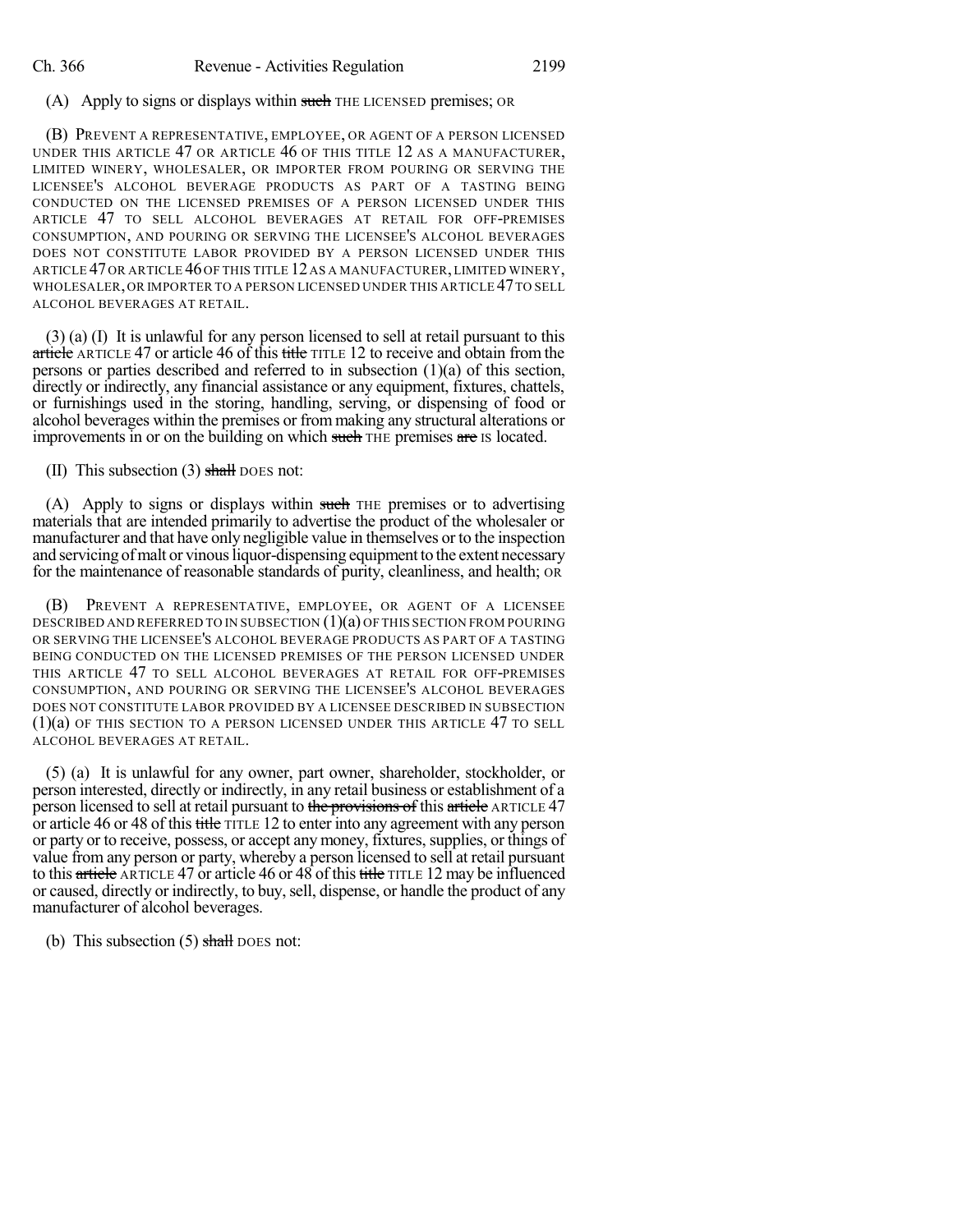(A) Apply to signs or displays within such THE LICENSED premises; OR

(B) PREVENT A REPRESENTATIVE, EMPLOYEE, OR AGENT OF A PERSON LICENSED UNDER THIS ARTICLE 47 OR ARTICLE 46 OF THIS TITLE 12 AS A MANUFACTURER, LIMITED WINERY, WHOLESALER, OR IMPORTER FROM POURING OR SERVING THE LICENSEE'S ALCOHOL BEVERAGE PRODUCTS AS PART OF A TASTING BEING CONDUCTED ON THE LICENSED PREMISES OF A PERSON LICENSED UNDER THIS ARTICLE 47 TO SELL ALCOHOL BEVERAGES AT RETAIL FOR OFF-PREMISES CONSUMPTION, AND POURING OR SERVING THE LICENSEE'S ALCOHOL BEVERAGES DOES NOT CONSTITUTE LABOR PROVIDED BY A PERSON LICENSED UNDER THIS ARTICLE 47 OR ARTICLE 46 OF THIS TITLE 12 AS A MANUFACTURER, LIMITED WINERY, WHOLESALER, OR IMPORTER TO A PERSON LICENSED UNDER THIS ARTICLE 47 TO SELL ALCOHOL BEVERAGES AT RETAIL.

(3) (a) (I) It is unlawful for any person licensed to sell at retail pursuant to this article ARTICLE 47 or article 46 of this title TITLE 12 to receive and obtain from the persons or parties described and referred to in subsection (1)(a) of this section, directly or indirectly, any financial assistance or any equipment, fixtures, chattels, or furnishings used in the storing, handling, serving, or dispensing of food or alcohol beverages within the premises or from making any structural alterations or improvements in or on the building on which such THE premises are IS located.

(II) This subsection (3) shall DOES not:

(A) Apply to signs or displays within such THE premises or to advertising materials that are intended primarily to advertise the product of the wholesaler or manufacturer and that have only negligible value in themselves or to the inspection and servicing of malt or vinous liquor-dispensing equipment to the extent necessary for the maintenance of reasonable standards of purity, cleanliness, and health; OR

(B) PREVENT A REPRESENTATIVE, EMPLOYEE, OR AGENT OF A LICENSEE DESCRIBED AND REFERRED TO IN SUBSECTION (1)(a) OF THIS SECTION FROM POURING OR SERVING THE LICENSEE'S ALCOHOL BEVERAGE PRODUCTS AS PART OF A TASTING BEING CONDUCTED ON THE LICENSED PREMISES OF THE PERSON LICENSED UNDER THIS ARTICLE 47 TO SELL ALCOHOL BEVERAGES AT RETAIL FOR OFF-PREMISES CONSUMPTION, AND POURING OR SERVING THE LICENSEE'S ALCOHOL BEVERAGES DOES NOT CONSTITUTE LABOR PROVIDED BY A LICENSEE DESCRIBED IN SUBSECTION (1)(a) OF THIS SECTION TO A PERSON LICENSED UNDER THIS ARTICLE 47 TO SELL ALCOHOL BEVERAGES AT RETAIL.

(5) (a) It is unlawful for any owner, part owner, shareholder, stockholder, or person interested, directly or indirectly, in any retail business or establishment of a person licensed to sell at retail pursuant to the provisions of this article ARTICLE 47 or article 46 or 48 of this title TITLE 12 to enter into any agreement with any person or party or to receive, possess, or accept any money, fixtures, supplies, or things of value from any person or party, whereby a person licensed to sell at retail pursuant to this article ARTICLE 47 or article 46 or 48 of this title TITLE 12 may be influenced or caused, directly or indirectly, to buy, sell, dispense, or handle the product of any manufacturer of alcohol beverages.

(b) This subsection (5) shall DOES not: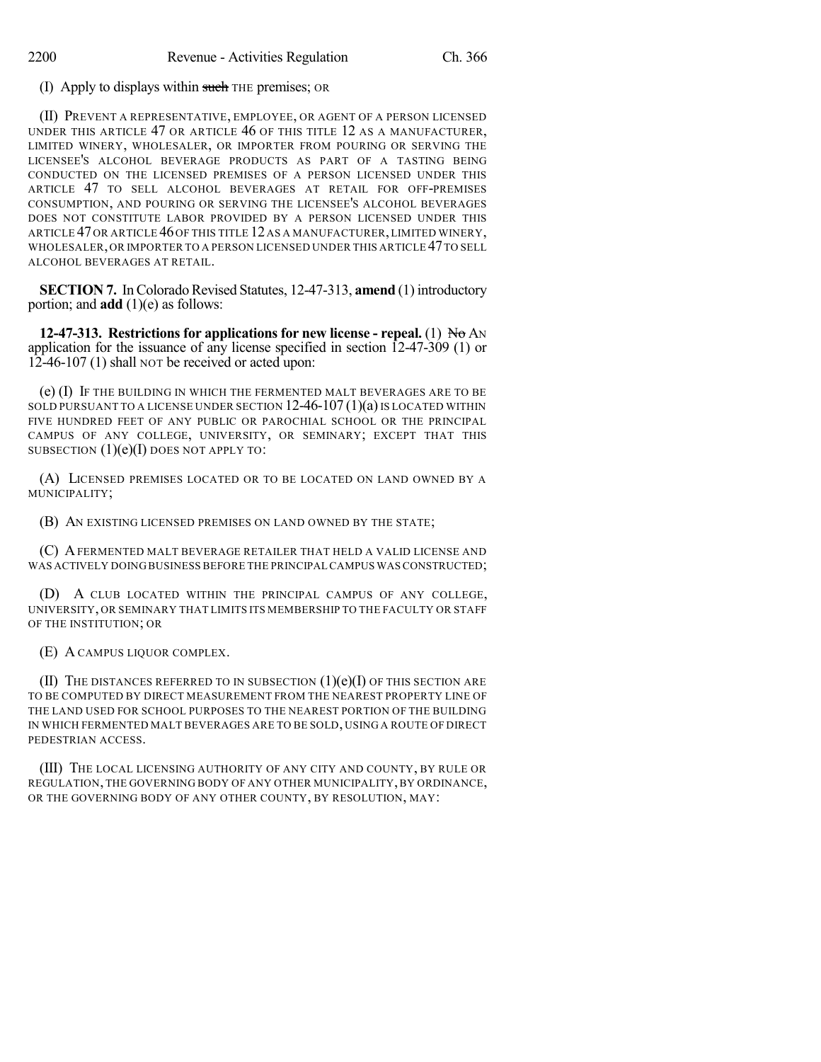(I) Apply to displays within ~~such~~ THE premises; OR

(II) PREVENT A REPRESENTATIVE, EMPLOYEE, OR AGENT OF A PERSON LICENSED UNDER THIS ARTICLE 47 OR ARTICLE 46 OF THIS TITLE 12 AS A MANUFACTURER, LIMITED WINERY, WHOLESALER, OR IMPORTER FROM POURING OR SERVING THE LICENSEE'S ALCOHOL BEVERAGE PRODUCTS AS PART OF A TASTING BEING CONDUCTED ON THE LICENSED PREMISES OF A PERSON LICENSED UNDER THIS ARTICLE 47 TO SELL ALCOHOL BEVERAGES AT RETAIL FOR OFF-PREMISES CONSUMPTION, AND POURING OR SERVING THE LICENSEE'S ALCOHOL BEVERAGES DOES NOT CONSTITUTE LABOR PROVIDED BY A PERSON LICENSED UNDER THIS ARTICLE 47 OR ARTICLE 46 OF THIS TITLE 12 AS A MANUFACTURER, LIMITED WINERY, WHOLESALER, OR IMPORTER TO A PERSON LICENSED UNDER THIS ARTICLE 47 TO SELL ALCOHOL BEVERAGES AT RETAIL.

**SECTION 7.** In Colorado Revised Statutes, 12-47-313, **amend** (1) introductory portion; and **add** (1)(e) as follows:

**12-47-313. Restrictions for applications for new license - repeal.** (1) ~~No~~ AN application for the issuance of any license specified in section 12-47-309 (1) or 12-46-107 (1) shall NOT be received or acted upon:

(e) (I) IF THE BUILDING IN WHICH THE FERMENTED MALT BEVERAGES ARE TO BE SOLD PURSUANT TO A LICENSE UNDER SECTION 12-46-107 (1)(a) IS LOCATED WITHIN FIVE HUNDRED FEET OF ANY PUBLIC OR PAROCHIAL SCHOOL OR THE PRINCIPAL CAMPUS OF ANY COLLEGE, UNIVERSITY, OR SEMINARY; EXCEPT THAT THIS SUBSECTION (1)(e)(I) DOES NOT APPLY TO:

(A) LICENSED PREMISES LOCATED OR TO BE LOCATED ON LAND OWNED BY A MUNICIPALITY;

(B) AN EXISTING LICENSED PREMISES ON LAND OWNED BY THE STATE;

(C) A FERMENTED MALT BEVERAGE RETAILER THAT HELD A VALID LICENSE AND WAS ACTIVELY DOING BUSINESS BEFORE THE PRINCIPAL CAMPUS WAS CONSTRUCTED;

(D) A CLUB LOCATED WITHIN THE PRINCIPAL CAMPUS OF ANY COLLEGE, UNIVERSITY, OR SEMINARY THAT LIMITS ITS MEMBERSHIP TO THE FACULTY OR STAFF OF THE INSTITUTION; OR

(E) A CAMPUS LIQUOR COMPLEX.

(II) THE DISTANCES REFERRED TO IN SUBSECTION (1)(e)(I) OF THIS SECTION ARE TO BE COMPUTED BY DIRECT MEASUREMENT FROM THE NEAREST PROPERTY LINE OF THE LAND USED FOR SCHOOL PURPOSES TO THE NEAREST PORTION OF THE BUILDING IN WHICH FERMENTED MALT BEVERAGES ARE TO BE SOLD, USING A ROUTE OF DIRECT PEDESTRIAN ACCESS.

(III) THE LOCAL LICENSING AUTHORITY OF ANY CITY AND COUNTY, BY RULE OR REGULATION, THE GOVERNING BODY OF ANY OTHER MUNICIPALITY, BY ORDINANCE, OR THE GOVERNING BODY OF ANY OTHER COUNTY, BY RESOLUTION, MAY: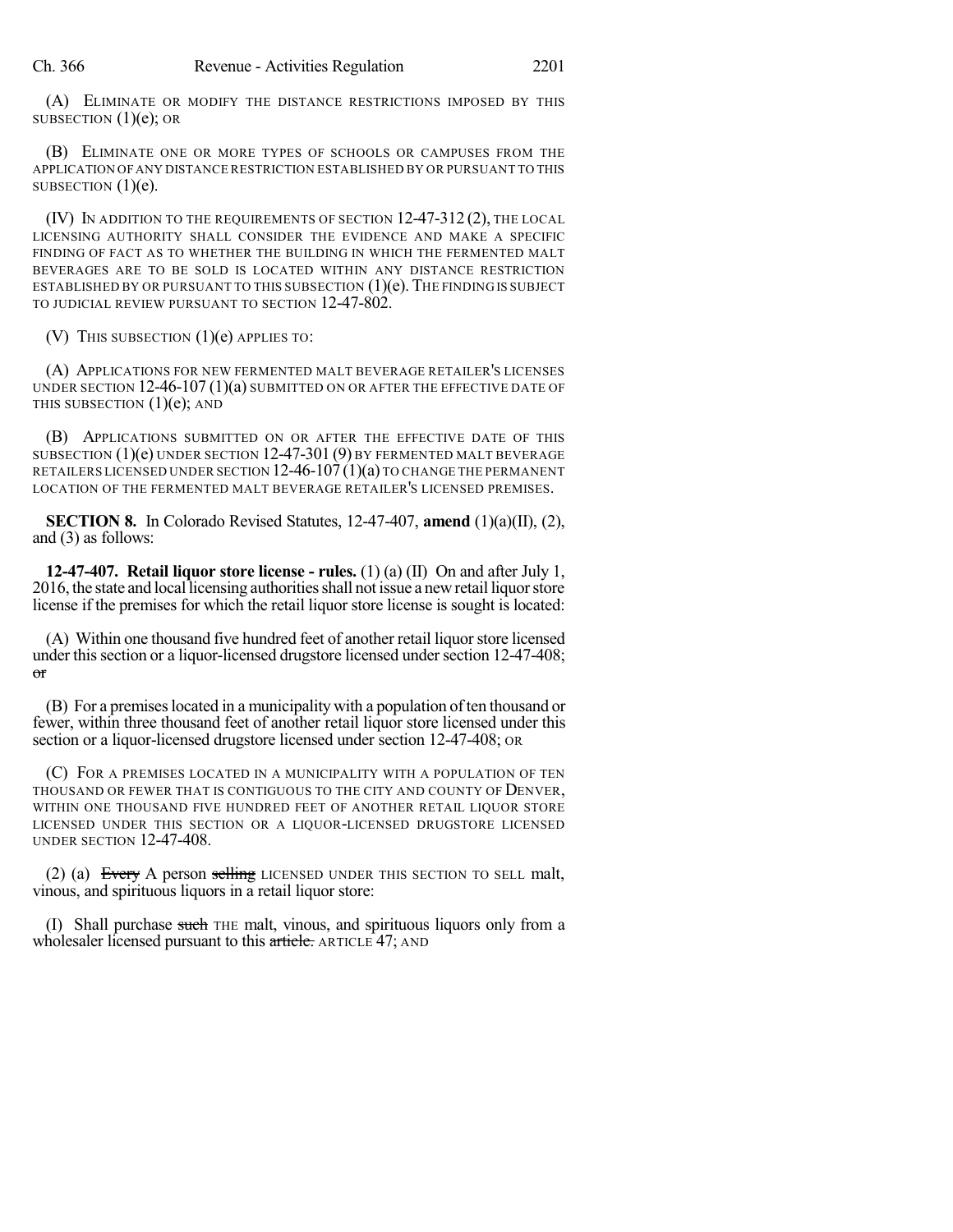(A) ELIMINATE OR MODIFY THE DISTANCE RESTRICTIONS IMPOSED BY THIS SUBSECTION (1)(e); OR

(B) ELIMINATE ONE OR MORE TYPES OF SCHOOLS OR CAMPUSES FROM THE APPLICATION OF ANY DISTANCE RESTRICTION ESTABLISHED BY OR PURSUANT TO THIS SUBSECTION (1)(e).

(IV) IN ADDITION TO THE REQUIREMENTS OF SECTION 12-47-312 (2), THE LOCAL LICENSING AUTHORITY SHALL CONSIDER THE EVIDENCE AND MAKE A SPECIFIC FINDING OF FACT AS TO WHETHER THE BUILDING IN WHICH THE FERMENTED MALT BEVERAGES ARE TO BE SOLD IS LOCATED WITHIN ANY DISTANCE RESTRICTION ESTABLISHED BY OR PURSUANT TO THIS SUBSECTION (1)(e). THE FINDING IS SUBJECT TO JUDICIAL REVIEW PURSUANT TO SECTION 12-47-802.

(V) THIS SUBSECTION (1)(e) APPLIES TO:

(A) APPLICATIONS FOR NEW FERMENTED MALT BEVERAGE RETAILER'S LICENSES UNDER SECTION 12-46-107 (1)(a) SUBMITTED ON OR AFTER THE EFFECTIVE DATE OF THIS SUBSECTION (1)(e); AND

(B) APPLICATIONS SUBMITTED ON OR AFTER THE EFFECTIVE DATE OF THIS SUBSECTION (1)(e) UNDER SECTION 12-47-301 (9) BY FERMENTED MALT BEVERAGE RETAILERS LICENSED UNDER SECTION 12-46-107 (1)(a) TO CHANGE THE PERMANENT LOCATION OF THE FERMENTED MALT BEVERAGE RETAILER'S LICENSED PREMISES.

**SECTION 8.** In Colorado Revised Statutes, 12-47-407, **amend** (1)(a)(II), (2), and (3) as follows:

**12-47-407. Retail liquor store license - rules.** (1) (a) (II) On and after July 1, 2016, the state and local licensing authorities shall not issue a new retail liquor store license if the premises for which the retail liquor store license is sought is located:

(A) Within one thousand five hundred feet of another retail liquor store licensed under this section or a liquor-licensed drugstore licensed under section 12-47-408; ~~or~~

(B) For a premises located in a municipality with a population of ten thousand or fewer, within three thousand feet of another retail liquor store licensed under this section or a liquor-licensed drugstore licensed under section 12-47-408; OR

(C) FOR A PREMISES LOCATED IN A MUNICIPALITY WITH A POPULATION OF TEN THOUSAND OR FEWER THAT IS CONTIGUOUS TO THE CITY AND COUNTY OF DENVER, WITHIN ONE THOUSAND FIVE HUNDRED FEET OF ANOTHER RETAIL LIQUOR STORE LICENSED UNDER THIS SECTION OR A LIQUOR-LICENSED DRUGSTORE LICENSED UNDER SECTION 12-47-408.

(2) (a) ~~Every~~ A person ~~selling~~ LICENSED UNDER THIS SECTION TO SELL malt, vinous, and spirituous liquors in a retail liquor store:

(I) Shall purchase ~~such~~ THE malt, vinous, and spirituous liquors only from a wholesaler licensed pursuant to this ~~article.~~ ARTICLE 47; AND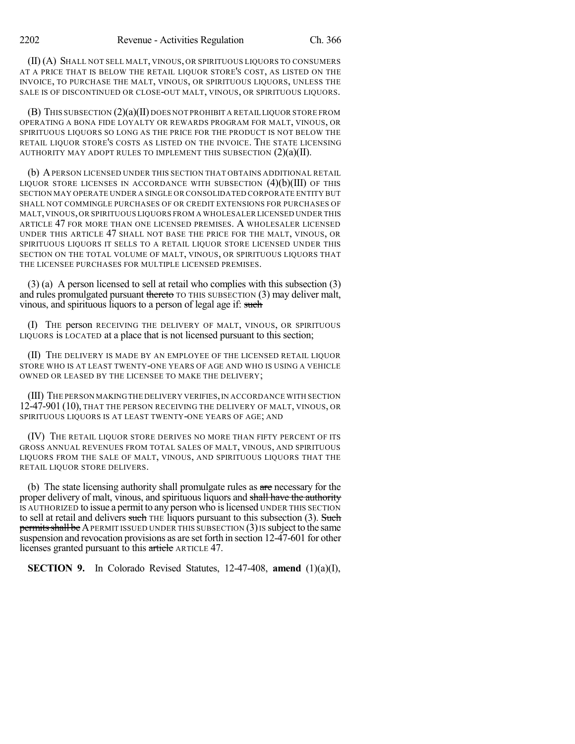(II) (A) SHALL NOT SELL MALT, VINOUS, OR SPIRITUOUS LIQUORS TO CONSUMERS AT A PRICE THAT IS BELOW THE RETAIL LIQUOR STORE'S COST, AS LISTED ON THE INVOICE, TO PURCHASE THE MALT, VINOUS, OR SPIRITUOUS LIQUORS, UNLESS THE SALE IS OF DISCONTINUED OR CLOSE-OUT MALT, VINOUS, OR SPIRITUOUS LIQUORS.

(B) THIS SUBSECTION (2)(a)(II) DOES NOT PROHIBIT A RETAIL LIQUOR STORE FROM OPERATING A BONA FIDE LOYALTY OR REWARDS PROGRAM FOR MALT, VINOUS, OR SPIRITUOUS LIQUORS SO LONG AS THE PRICE FOR THE PRODUCT IS NOT BELOW THE RETAIL LIQUOR STORE'S COSTS AS LISTED ON THE INVOICE. THE STATE LICENSING AUTHORITY MAY ADOPT RULES TO IMPLEMENT THIS SUBSECTION (2)(a)(II).

(b) A PERSON LICENSED UNDER THIS SECTION THAT OBTAINS ADDITIONAL RETAIL LIQUOR STORE LICENSES IN ACCORDANCE WITH SUBSECTION (4)(b)(III) OF THIS SECTION MAY OPERATE UNDER A SINGLE OR CONSOLIDATED CORPORATE ENTITY BUT SHALL NOT COMMINGLE PURCHASES OF OR CREDIT EXTENSIONS FOR PURCHASES OF MALT, VINOUS, OR SPIRITUOUS LIQUORS FROM A WHOLESALER LICENSED UNDER THIS ARTICLE 47 FOR MORE THAN ONE LICENSED PREMISES. A WHOLESALER LICENSED UNDER THIS ARTICLE 47 SHALL NOT BASE THE PRICE FOR THE MALT, VINOUS, OR SPIRITUOUS LIQUORS IT SELLS TO A RETAIL LIQUOR STORE LICENSED UNDER THIS SECTION ON THE TOTAL VOLUME OF MALT, VINOUS, OR SPIRITUOUS LIQUORS THAT THE LICENSEE PURCHASES FOR MULTIPLE LICENSED PREMISES.

(3) (a) A person licensed to sell at retail who complies with this subsection (3) and rules promulgated pursuant ~~thereto~~ TO THIS SUBSECTION (3) may deliver malt, vinous, and spirituous liquors to a person of legal age if: ~~such~~

(I) THE person RECEIVING THE DELIVERY OF MALT, VINOUS, OR SPIRITUOUS LIQUORS is LOCATED at a place that is not licensed pursuant to this section;

(II) THE DELIVERY IS MADE BY AN EMPLOYEE OF THE LICENSED RETAIL LIQUOR STORE WHO IS AT LEAST TWENTY-ONE YEARS OF AGE AND WHO IS USING A VEHICLE OWNED OR LEASED BY THE LICENSEE TO MAKE THE DELIVERY;

(III) THE PERSON MAKING THE DELIVERY VERIFIES, IN ACCORDANCE WITH SECTION 12-47-901 (10), THAT THE PERSON RECEIVING THE DELIVERY OF MALT, VINOUS, OR SPIRITUOUS LIQUORS IS AT LEAST TWENTY-ONE YEARS OF AGE; AND

(IV) THE RETAIL LIQUOR STORE DERIVES NO MORE THAN FIFTY PERCENT OF ITS GROSS ANNUAL REVENUES FROM TOTAL SALES OF MALT, VINOUS, AND SPIRITUOUS LIQUORS FROM THE SALE OF MALT, VINOUS, AND SPIRITUOUS LIQUORS THAT THE RETAIL LIQUOR STORE DELIVERS.

(b) The state licensing authority shall promulgate rules as ~~are~~ necessary for the proper delivery of malt, vinous, and spirituous liquors and ~~shall have the authority~~ IS AUTHORIZED to issue a permit to any person who is licensed UNDER THIS SECTION to sell at retail and delivers ~~such~~ THE liquors pursuant to this subsection (3). ~~Such permits shall be~~ A PERMIT ISSUED UNDER THIS SUBSECTION (3) IS subject to the same suspension and revocation provisions as are set forth in section 12-47-601 for other licenses granted pursuant to this ~~article~~ ARTICLE 47.

**SECTION 9.** In Colorado Revised Statutes, 12-47-408, **amend** (1)(a)(I),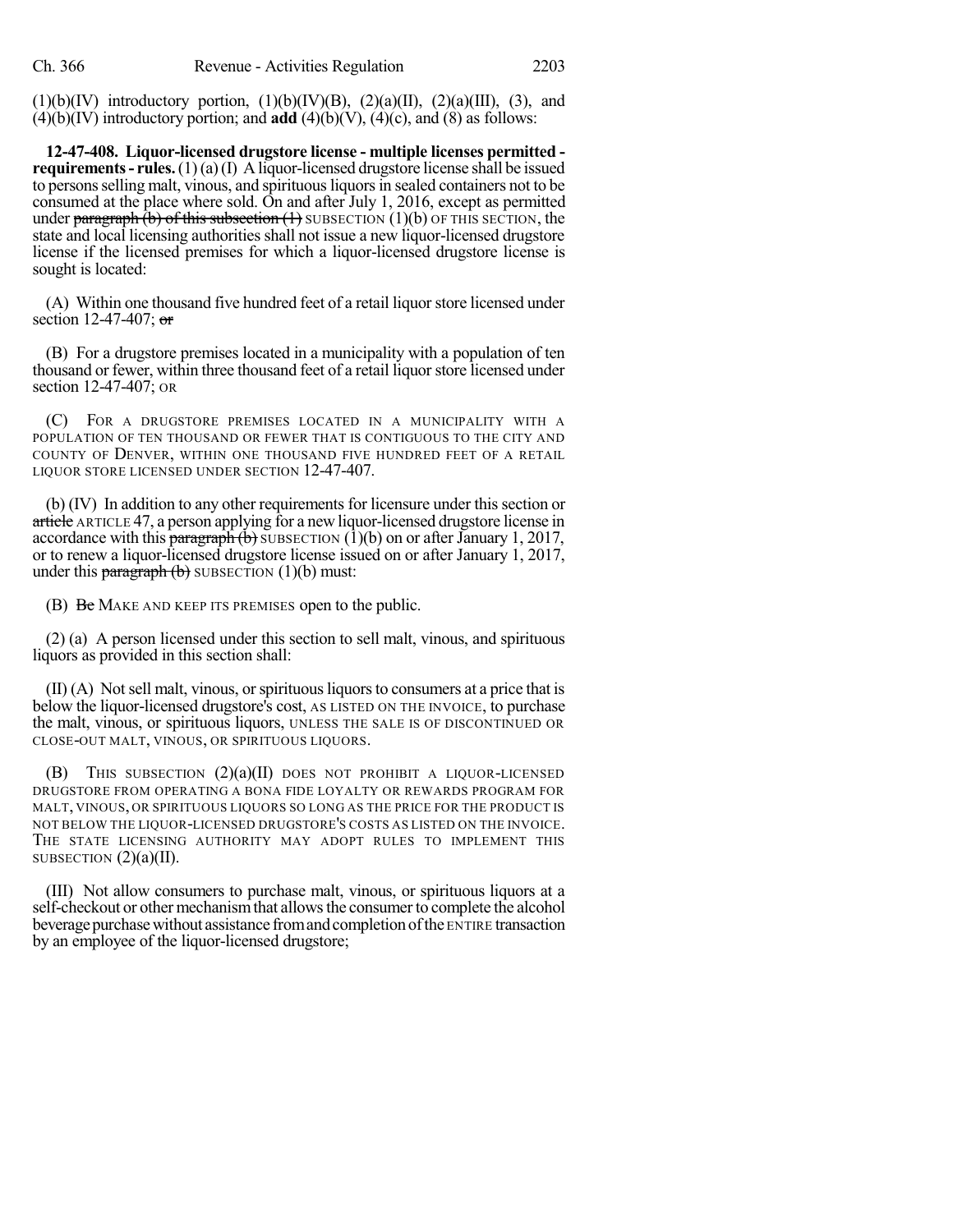(1)(b)(IV) introductory portion, (1)(b)(IV)(B), (2)(a)(II), (2)(a)(III), (3), and (4)(b)(IV) introductory portion; and **add** (4)(b)(V), (4)(c), and (8) as follows:

**12-47-408. Liquor-licensed drugstore license - multiple licenses permitted - requirements - rules.** (1) (a) (I) A liquor-licensed drugstore license shall be issued to persons selling malt, vinous, and spirituous liquors in sealed containers not to be consumed at the place where sold. On and after July 1, 2016, except as permitted under ~~paragraph (b) of this subsection (1)~~ SUBSECTION (1)(b) OF THIS SECTION, the state and local licensing authorities shall not issue a new liquor-licensed drugstore license if the licensed premises for which a liquor-licensed drugstore license is sought is located:

(A) Within one thousand five hundred feet of a retail liquor store licensed under section 12-47-407; ~~or~~

(B) For a drugstore premises located in a municipality with a population of ten thousand or fewer, within three thousand feet of a retail liquor store licensed under section 12-47-407; OR

(C) FOR A DRUGSTORE PREMISES LOCATED IN A MUNICIPALITY WITH A POPULATION OF TEN THOUSAND OR FEWER THAT IS CONTIGUOUS TO THE CITY AND COUNTY OF DENVER, WITHIN ONE THOUSAND FIVE HUNDRED FEET OF A RETAIL LIQUOR STORE LICENSED UNDER SECTION 12-47-407.

(b) (IV) In addition to any other requirements for licensure under this section or ~~article~~ ARTICLE 47, a person applying for a new liquor-licensed drugstore license in accordance with this ~~paragraph (b)~~ SUBSECTION (1)(b) on or after January 1, 2017, or to renew a liquor-licensed drugstore license issued on or after January 1, 2017, under this ~~paragraph (b)~~ SUBSECTION (1)(b) must:

(B) ~~Be~~ MAKE AND KEEP ITS PREMISES open to the public.

(2) (a) A person licensed under this section to sell malt, vinous, and spirituous liquors as provided in this section shall:

(II) (A) Not sell malt, vinous, or spirituous liquors to consumers at a price that is below the liquor-licensed drugstore's cost, AS LISTED ON THE INVOICE, to purchase the malt, vinous, or spirituous liquors, UNLESS THE SALE IS OF DISCONTINUED OR CLOSE-OUT MALT, VINOUS, OR SPIRITUOUS LIQUORS.

(B) THIS SUBSECTION (2)(a)(II) DOES NOT PROHIBIT A LIQUOR-LICENSED DRUGSTORE FROM OPERATING A BONA FIDE LOYALTY OR REWARDS PROGRAM FOR MALT, VINOUS, OR SPIRITUOUS LIQUORS SO LONG AS THE PRICE FOR THE PRODUCT IS NOT BELOW THE LIQUOR-LICENSED DRUGSTORE'S COSTS AS LISTED ON THE INVOICE. THE STATE LICENSING AUTHORITY MAY ADOPT RULES TO IMPLEMENT THIS SUBSECTION (2)(a)(II).

(III) Not allow consumers to purchase malt, vinous, or spirituous liquors at a self-checkout or other mechanism that allows the consumer to complete the alcohol beverage purchase without assistance from and completion of the ENTIRE transaction by an employee of the liquor-licensed drugstore;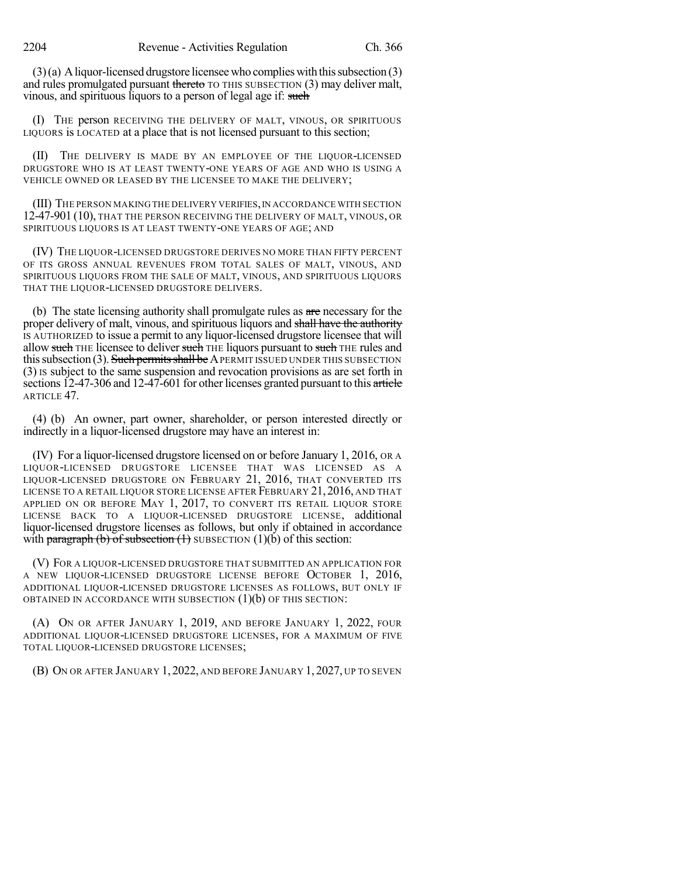(3) (a) A liquor-licensed drugstore licensee who complies with this subsection (3) and rules promulgated pursuant ~~thereto~~ TO THIS SUBSECTION (3) may deliver malt, vinous, and spirituous liquors to a person of legal age if: ~~such~~

(I) THE person RECEIVING THE DELIVERY OF MALT, VINOUS, OR SPIRITUOUS LIQUORS is LOCATED at a place that is not licensed pursuant to this section;

(II) THE DELIVERY IS MADE BY AN EMPLOYEE OF THE LIQUOR-LICENSED DRUGSTORE WHO IS AT LEAST TWENTY-ONE YEARS OF AGE AND WHO IS USING A VEHICLE OWNED OR LEASED BY THE LICENSEE TO MAKE THE DELIVERY;

(III) THE PERSON MAKING THE DELIVERY VERIFIES, IN ACCORDANCE WITH SECTION 12-47-901 (10), THAT THE PERSON RECEIVING THE DELIVERY OF MALT, VINOUS, OR SPIRITUOUS LIQUORS IS AT LEAST TWENTY-ONE YEARS OF AGE; AND

(IV) THE LIQUOR-LICENSED DRUGSTORE DERIVES NO MORE THAN FIFTY PERCENT OF ITS GROSS ANNUAL REVENUES FROM TOTAL SALES OF MALT, VINOUS, AND SPIRITUOUS LIQUORS FROM THE SALE OF MALT, VINOUS, AND SPIRITUOUS LIQUORS THAT THE LIQUOR-LICENSED DRUGSTORE DELIVERS.

(b) The state licensing authority shall promulgate rules as ~~are~~ necessary for the proper delivery of malt, vinous, and spirituous liquors and ~~shall have the authority~~ IS AUTHORIZED to issue a permit to any liquor-licensed drugstore licensee that will allow ~~such~~ THE licensee to deliver ~~such~~ THE liquors pursuant to ~~such~~ THE rules and this subsection (3). ~~Such permits shall be~~ A PERMIT ISSUED UNDER THIS SUBSECTION (3) IS subject to the same suspension and revocation provisions as are set forth in sections 12-47-306 and 12-47-601 for other licenses granted pursuant to this ~~article~~ ARTICLE 47.

(4) (b) An owner, part owner, shareholder, or person interested directly or indirectly in a liquor-licensed drugstore may have an interest in:

(IV) For a liquor-licensed drugstore licensed on or before January 1, 2016, OR A LIQUOR-LICENSED DRUGSTORE LICENSEE THAT WAS LICENSED AS A LIQUOR-LICENSED DRUGSTORE ON FEBRUARY 21, 2016, THAT CONVERTED ITS LICENSE TO A RETAIL LIQUOR STORE LICENSE AFTER FEBRUARY 21, 2016, AND THAT APPLIED ON OR BEFORE MAY 1, 2017, TO CONVERT ITS RETAIL LIQUOR STORE LICENSE BACK TO A LIQUOR-LICENSED DRUGSTORE LICENSE, additional liquor-licensed drugstore licenses as follows, but only if obtained in accordance with ~~paragraph (b) of subsection (1)~~ SUBSECTION (1)(b) of this section:

(V) FOR A LIQUOR-LICENSED DRUGSTORE THAT SUBMITTED AN APPLICATION FOR A NEW LIQUOR-LICENSED DRUGSTORE LICENSE BEFORE OCTOBER 1, 2016, ADDITIONAL LIQUOR-LICENSED DRUGSTORE LICENSES AS FOLLOWS, BUT ONLY IF OBTAINED IN ACCORDANCE WITH SUBSECTION (1)(b) OF THIS SECTION:

(A) ON OR AFTER JANUARY 1, 2019, AND BEFORE JANUARY 1, 2022, FOUR ADDITIONAL LIQUOR-LICENSED DRUGSTORE LICENSES, FOR A MAXIMUM OF FIVE TOTAL LIQUOR-LICENSED DRUGSTORE LICENSES;

(B) ON OR AFTER JANUARY 1, 2022, AND BEFORE JANUARY 1, 2027, UP TO SEVEN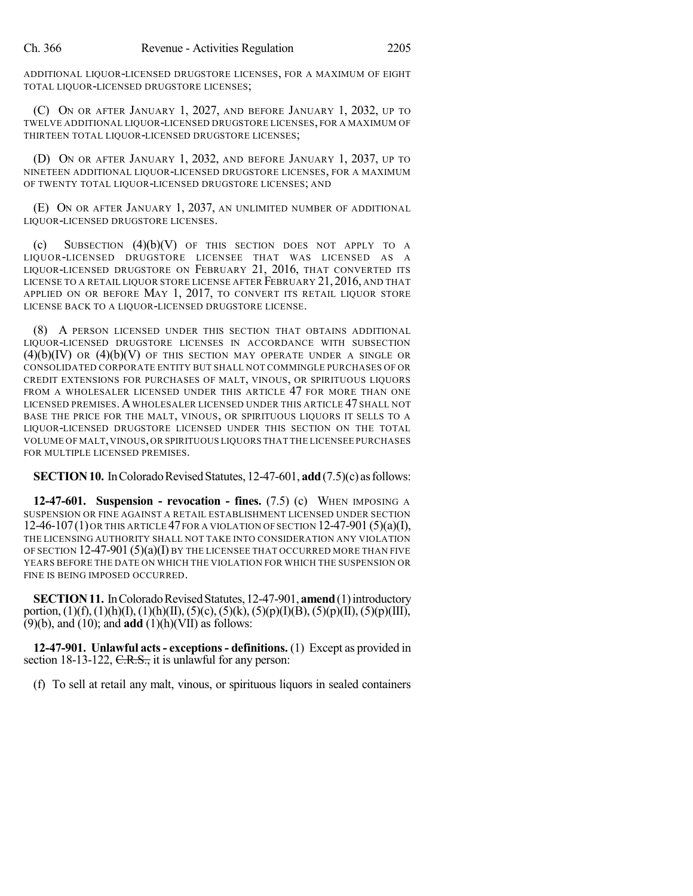ADDITIONAL LIQUOR-LICENSED DRUGSTORE LICENSES, FOR A MAXIMUM OF EIGHT TOTAL LIQUOR-LICENSED DRUGSTORE LICENSES;

(C) ON OR AFTER JANUARY 1, 2027, AND BEFORE JANUARY 1, 2032, UP TO TWELVE ADDITIONAL LIQUOR-LICENSED DRUGSTORE LICENSES, FOR A MAXIMUM OF THIRTEEN TOTAL LIQUOR-LICENSED DRUGSTORE LICENSES;

(D) ON OR AFTER JANUARY 1, 2032, AND BEFORE JANUARY 1, 2037, UP TO NINETEEN ADDITIONAL LIQUOR-LICENSED DRUGSTORE LICENSES, FOR A MAXIMUM OF TWENTY TOTAL LIQUOR-LICENSED DRUGSTORE LICENSES; AND

(E) ON OR AFTER JANUARY 1, 2037, AN UNLIMITED NUMBER OF ADDITIONAL LIQUOR-LICENSED DRUGSTORE LICENSES.

(c) SUBSECTION (4)(b)(V) OF THIS SECTION DOES NOT APPLY TO A LIQUOR-LICENSED DRUGSTORE LICENSEE THAT WAS LICENSED AS A LIQUOR-LICENSED DRUGSTORE ON FEBRUARY 21, 2016, THAT CONVERTED ITS LICENSE TO A RETAIL LIQUOR STORE LICENSE AFTER FEBRUARY 21, 2016, AND THAT APPLIED ON OR BEFORE MAY 1, 2017, TO CONVERT ITS RETAIL LIQUOR STORE LICENSE BACK TO A LIQUOR-LICENSED DRUGSTORE LICENSE.

(8) A PERSON LICENSED UNDER THIS SECTION THAT OBTAINS ADDITIONAL LIQUOR-LICENSED DRUGSTORE LICENSES IN ACCORDANCE WITH SUBSECTION (4)(b)(IV) OR (4)(b)(V) OF THIS SECTION MAY OPERATE UNDER A SINGLE OR CONSOLIDATED CORPORATE ENTITY BUT SHALL NOT COMMINGLE PURCHASES OF OR CREDIT EXTENSIONS FOR PURCHASES OF MALT, VINOUS, OR SPIRITUOUS LIQUORS FROM A WHOLESALER LICENSED UNDER THIS ARTICLE 47 FOR MORE THAN ONE LICENSED PREMISES. A WHOLESALER LICENSED UNDER THIS ARTICLE 47 SHALL NOT BASE THE PRICE FOR THE MALT, VINOUS, OR SPIRITUOUS LIQUORS IT SELLS TO A LIQUOR-LICENSED DRUGSTORE LICENSED UNDER THIS SECTION ON THE TOTAL VOLUME OF MALT, VINOUS, OR SPIRITUOUS LIQUORS THAT THE LICENSEE PURCHASES FOR MULTIPLE LICENSED PREMISES.

**SECTION 10.** In Colorado Revised Statutes, 12-47-601, **add** (7.5)(c) as follows:

**12-47-601. Suspension - revocation - fines.** (7.5) (c) WHEN IMPOSING A SUSPENSION OR FINE AGAINST A RETAIL ESTABLISHMENT LICENSED UNDER SECTION 12-46-107 (1) OR THIS ARTICLE 47 FOR A VIOLATION OF SECTION 12-47-901 (5)(a)(I), THE LICENSING AUTHORITY SHALL NOT TAKE INTO CONSIDERATION ANY VIOLATION OF SECTION 12-47-901 (5)(a)(I) BY THE LICENSEE THAT OCCURRED MORE THAN FIVE YEARS BEFORE THE DATE ON WHICH THE VIOLATION FOR WHICH THE SUSPENSION OR FINE IS BEING IMPOSED OCCURRED.

**SECTION 11.** In Colorado Revised Statutes, 12-47-901, **amend** (1) introductory portion, (1)(f), (1)(h)(I), (1)(h)(II), (5)(c), (5)(k), (5)(p)(I)(B), (5)(p)(II), (5)(p)(III), (9)(b), and (10); and **add** (1)(h)(VII) as follows:

**12-47-901. Unlawful acts - exceptions - definitions.** (1) Except as provided in section 18-13-122, ~~C.R.S.,~~ it is unlawful for any person:

(f) To sell at retail any malt, vinous, or spirituous liquors in sealed containers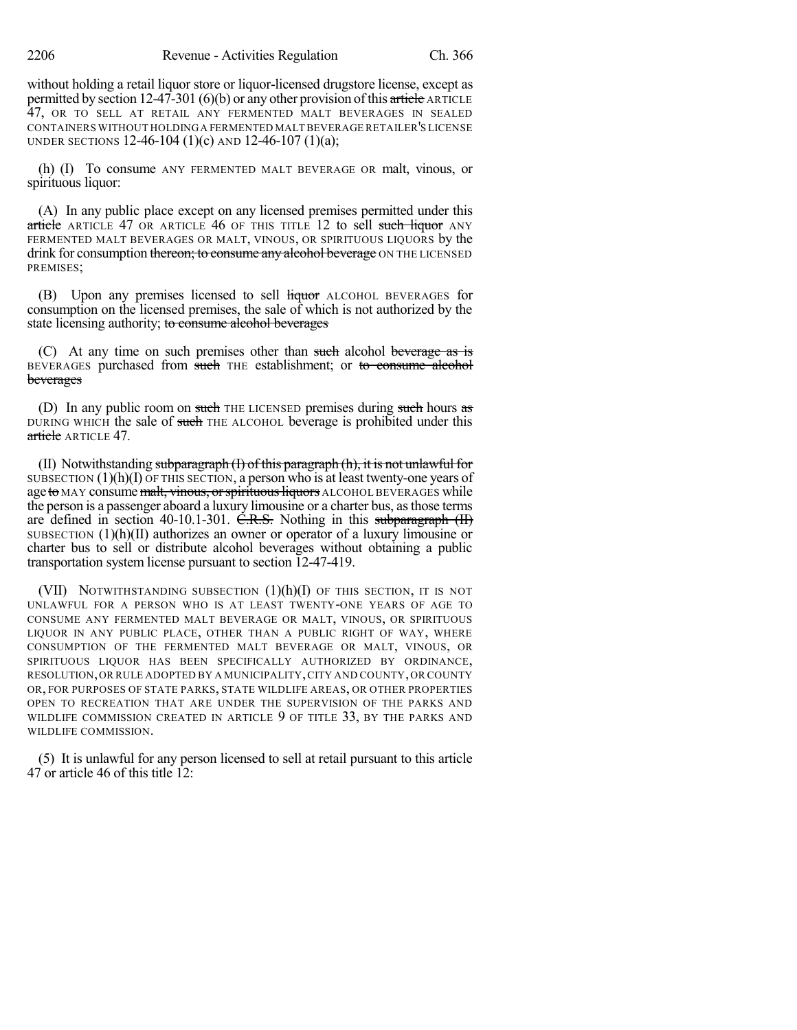without holding a retail liquor store or liquor-licensed drugstore license, except as permitted by section 12-47-301 (6)(b) or any other provision of this ~~article~~ ARTICLE 47, OR TO SELL AT RETAIL ANY FERMENTED MALT BEVERAGES IN SEALED CONTAINERS WITHOUT HOLDING A FERMENTED MALT BEVERAGE RETAILER'S LICENSE UNDER SECTIONS 12-46-104 (1)(c) AND 12-46-107 (1)(a);

(h) (I) To consume ANY FERMENTED MALT BEVERAGE OR malt, vinous, or spirituous liquor:

(A) In any public place except on any licensed premises permitted under this ~~article~~ ARTICLE 47 OR ARTICLE 46 OF THIS TITLE 12 to sell ~~such liquor~~ ANY FERMENTED MALT BEVERAGES OR MALT, VINOUS, OR SPIRITUOUS LIQUORS by the drink for consumption ~~thereon; to consume any alcohol beverage~~ ON THE LICENSED PREMISES;

(B) Upon any premises licensed to sell ~~liquor~~ ALCOHOL BEVERAGES for consumption on the licensed premises, the sale of which is not authorized by the state licensing authority; ~~to consume alcohol beverages~~

(C) At any time on such premises other than ~~such~~ alcohol ~~beverage as is~~ BEVERAGES purchased from ~~such~~ THE establishment; or ~~to consume alcohol beverages~~

(D) In any public room on ~~such~~ THE LICENSED premises during ~~such~~ hours ~~as~~ DURING WHICH the sale of ~~such~~ THE ALCOHOL beverage is prohibited under this ~~article~~ ARTICLE 47.

(II) Notwithstanding ~~subparagraph (I) of this paragraph (h), it is not unlawful for~~ SUBSECTION (1)(h)(I) OF THIS SECTION, a person who is at least twenty-one years of age ~~to~~ MAY consume ~~malt, vinous, or spirituous liquors~~ ALCOHOL BEVERAGES while the person is a passenger aboard a luxury limousine or a charter bus, as those terms are defined in section 40-10.1-301. ~~C.R.S.~~ Nothing in this ~~subparagraph (II)~~ SUBSECTION (1)(h)(II) authorizes an owner or operator of a luxury limousine or charter bus to sell or distribute alcohol beverages without obtaining a public transportation system license pursuant to section 12-47-419.

(VII) NOTWITHSTANDING SUBSECTION (1)(h)(I) OF THIS SECTION, IT IS NOT UNLAWFUL FOR A PERSON WHO IS AT LEAST TWENTY-ONE YEARS OF AGE TO CONSUME ANY FERMENTED MALT BEVERAGE OR MALT, VINOUS, OR SPIRITUOUS LIQUOR IN ANY PUBLIC PLACE, OTHER THAN A PUBLIC RIGHT OF WAY, WHERE CONSUMPTION OF THE FERMENTED MALT BEVERAGE OR MALT, VINOUS, OR SPIRITUOUS LIQUOR HAS BEEN SPECIFICALLY AUTHORIZED BY ORDINANCE, RESOLUTION, OR RULE ADOPTED BY A MUNICIPALITY, CITY AND COUNTY, OR COUNTY OR, FOR PURPOSES OF STATE PARKS, STATE WILDLIFE AREAS, OR OTHER PROPERTIES OPEN TO RECREATION THAT ARE UNDER THE SUPERVISION OF THE PARKS AND WILDLIFE COMMISSION CREATED IN ARTICLE 9 OF TITLE 33, BY THE PARKS AND WILDLIFE COMMISSION.

(5) It is unlawful for any person licensed to sell at retail pursuant to this article 47 or article 46 of this title 12: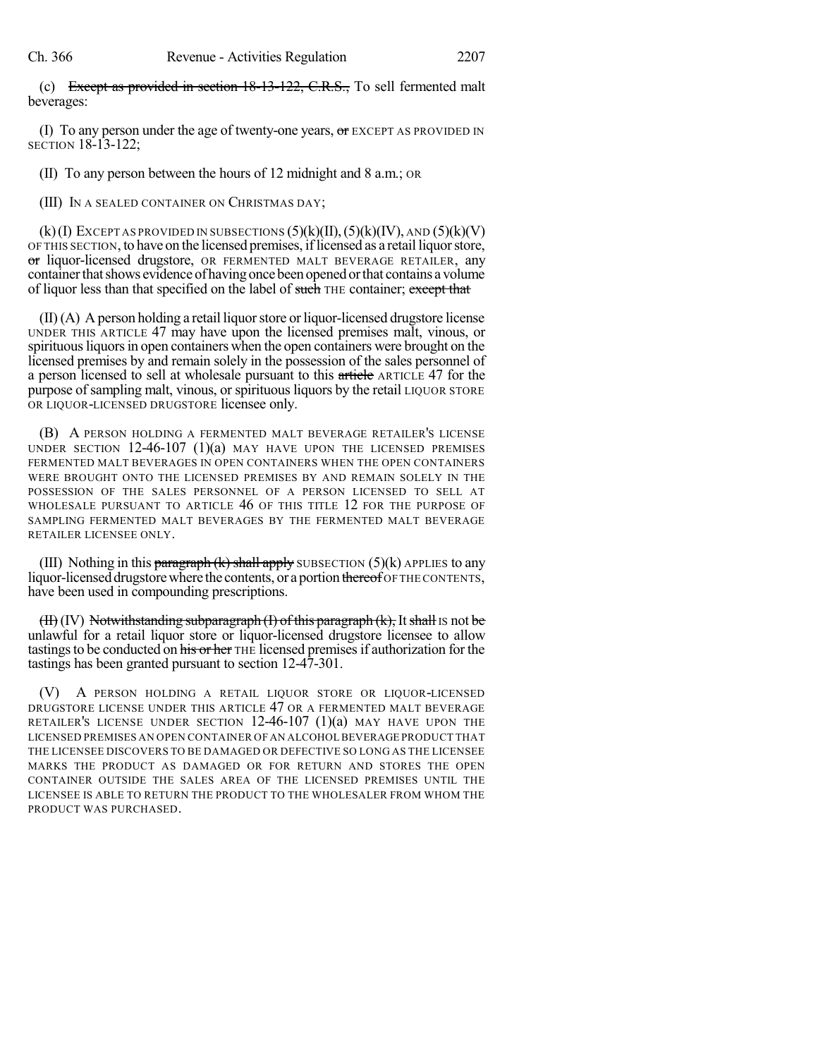(c) ~~Except as provided in section 18-13-122, C.R.S.,~~ To sell fermented malt beverages:

(I) To any person under the age of twenty-one years, ~~or~~ EXCEPT AS PROVIDED IN SECTION 18-13-122;

(II) To any person between the hours of 12 midnight and 8 a.m.; OR

(III) IN A SEALED CONTAINER ON CHRISTMAS DAY;

(k) (I) EXCEPT AS PROVIDED IN SUBSECTIONS (5)(k)(II), (5)(k)(IV), AND (5)(k)(V) OF THIS SECTION, to have on the licensed premises, if licensed as a retail liquor store, ~~or~~ liquor-licensed drugstore, OR FERMENTED MALT BEVERAGE RETAILER, any container that shows evidence of having once been opened or that contains a volume of liquor less than that specified on the label of ~~such~~ THE container; ~~except that~~

(II) (A) A person holding a retail liquor store or liquor-licensed drugstore license UNDER THIS ARTICLE 47 may have upon the licensed premises malt, vinous, or spirituous liquors in open containers when the open containers were brought on the licensed premises by and remain solely in the possession of the sales personnel of a person licensed to sell at wholesale pursuant to this ~~article~~ ARTICLE 47 for the purpose of sampling malt, vinous, or spirituous liquors by the retail LIQUOR STORE OR LIQUOR-LICENSED DRUGSTORE licensee only.

(B) A PERSON HOLDING A FERMENTED MALT BEVERAGE RETAILER'S LICENSE UNDER SECTION 12-46-107 (1)(a) MAY HAVE UPON THE LICENSED PREMISES FERMENTED MALT BEVERAGES IN OPEN CONTAINERS WHEN THE OPEN CONTAINERS WERE BROUGHT ONTO THE LICENSED PREMISES BY AND REMAIN SOLELY IN THE POSSESSION OF THE SALES PERSONNEL OF A PERSON LICENSED TO SELL AT WHOLESALE PURSUANT TO ARTICLE 46 OF THIS TITLE 12 FOR THE PURPOSE OF SAMPLING FERMENTED MALT BEVERAGES BY THE FERMENTED MALT BEVERAGE RETAILER LICENSEE ONLY.

(III) Nothing in this ~~paragraph (k) shall apply~~ SUBSECTION (5)(k) APPLIES to any liquor-licensed drugstore where the contents, or a portion ~~thereof~~ OF THE CONTENTS, have been used in compounding prescriptions.

~~(II)~~ (IV) ~~Notwithstanding subparagraph (I) of this paragraph (k),~~ It ~~shall~~ IS not ~~be~~ unlawful for a retail liquor store or liquor-licensed drugstore licensee to allow tastings to be conducted on ~~his or her~~ THE licensed premises if authorization for the tastings has been granted pursuant to section 12-47-301.

(V) A PERSON HOLDING A RETAIL LIQUOR STORE OR LIQUOR-LICENSED DRUGSTORE LICENSE UNDER THIS ARTICLE 47 OR A FERMENTED MALT BEVERAGE RETAILER'S LICENSE UNDER SECTION 12-46-107 (1)(a) MAY HAVE UPON THE LICENSED PREMISES AN OPEN CONTAINER OF AN ALCOHOL BEVERAGE PRODUCT THAT THE LICENSEE DISCOVERS TO BE DAMAGED OR DEFECTIVE SO LONG AS THE LICENSEE MARKS THE PRODUCT AS DAMAGED OR FOR RETURN AND STORES THE OPEN CONTAINER OUTSIDE THE SALES AREA OF THE LICENSED PREMISES UNTIL THE LICENSEE IS ABLE TO RETURN THE PRODUCT TO THE WHOLESALER FROM WHOM THE PRODUCT WAS PURCHASED.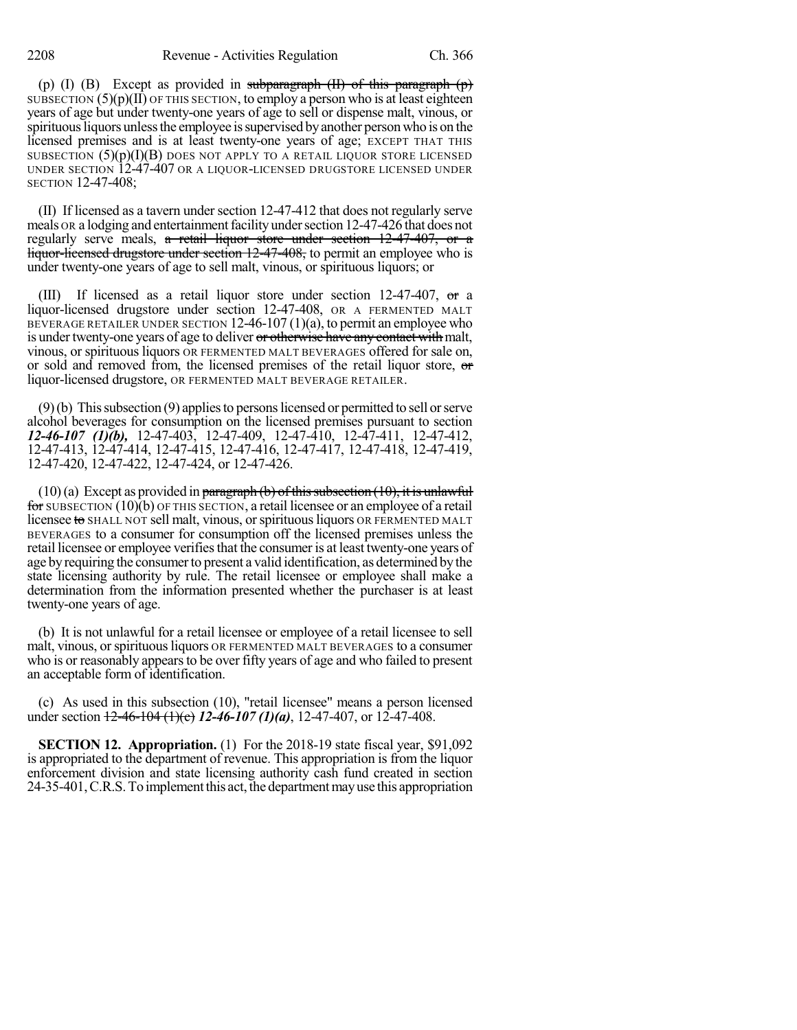(p) (I) (B) Except as provided in ~~subparagraph (II) of this paragraph (p)~~ SUBSECTION (5)(p)(II) OF THIS SECTION, to employ a person who is at least eighteen years of age but under twenty-one years of age to sell or dispense malt, vinous, or spirituous liquors unless the employee is supervised by another person who is on the licensed premises and is at least twenty-one years of age; EXCEPT THAT THIS SUBSECTION (5)(p)(I)(B) DOES NOT APPLY TO A RETAIL LIQUOR STORE LICENSED UNDER SECTION 12-47-407 OR A LIQUOR-LICENSED DRUGSTORE LICENSED UNDER SECTION 12-47-408;

(II) If licensed as a tavern under section 12-47-412 that does not regularly serve meals OR a lodging and entertainment facility under section 12-47-426 that does not regularly serve meals, ~~a retail liquor store under section 12-47-407, or a liquor-licensed drugstore under section 12-47-408,~~ to permit an employee who is under twenty-one years of age to sell malt, vinous, or spirituous liquors; or

(III) If licensed as a retail liquor store under section 12-47-407, ~~or~~ a liquor-licensed drugstore under section 12-47-408, OR A FERMENTED MALT BEVERAGE RETAILER UNDER SECTION 12-46-107 (1)(a), to permit an employee who is under twenty-one years of age to deliver ~~or otherwise have any contact with~~ malt, vinous, or spirituous liquors OR FERMENTED MALT BEVERAGES offered for sale on, or sold and removed from, the licensed premises of the retail liquor store, ~~or~~ liquor-licensed drugstore, OR FERMENTED MALT BEVERAGE RETAILER.

(9) (b) This subsection (9) applies to persons licensed or permitted to sell or serve alcohol beverages for consumption on the licensed premises pursuant to section ***12-46-107 (1)(b),*** 12-47-403, 12-47-409, 12-47-410, 12-47-411, 12-47-412, 12-47-413, 12-47-414, 12-47-415, 12-47-416, 12-47-417, 12-47-418, 12-47-419, 12-47-420, 12-47-422, 12-47-424, or 12-47-426.

(10) (a) Except as provided in ~~paragraph (b) of this subsection (10), it is unlawful for~~ SUBSECTION (10)(b) OF THIS SECTION, a retail licensee or an employee of a retail licensee ~~to~~ SHALL NOT sell malt, vinous, or spirituous liquors OR FERMENTED MALT BEVERAGES to a consumer for consumption off the licensed premises unless the retail licensee or employee verifies that the consumer is at least twenty-one years of age by requiring the consumer to present a valid identification, as determined by the state licensing authority by rule. The retail licensee or employee shall make a determination from the information presented whether the purchaser is at least twenty-one years of age.

(b) It is not unlawful for a retail licensee or employee of a retail licensee to sell malt, vinous, or spirituous liquors OR FERMENTED MALT BEVERAGES to a consumer who is or reasonably appears to be over fifty years of age and who failed to present an acceptable form of identification.

(c) As used in this subsection (10), "retail licensee" means a person licensed under section ~~12-46-104 (1)(c)~~ ***12-46-107 (1)(a)***, 12-47-407, or 12-47-408.

**SECTION 12. Appropriation.** (1) For the 2018-19 state fiscal year, $91,092 is appropriated to the department of revenue. This appropriation is from the liquor enforcement division and state licensing authority cash fund created in section 24-35-401, C.R.S. To implement this act, the department may use this appropriation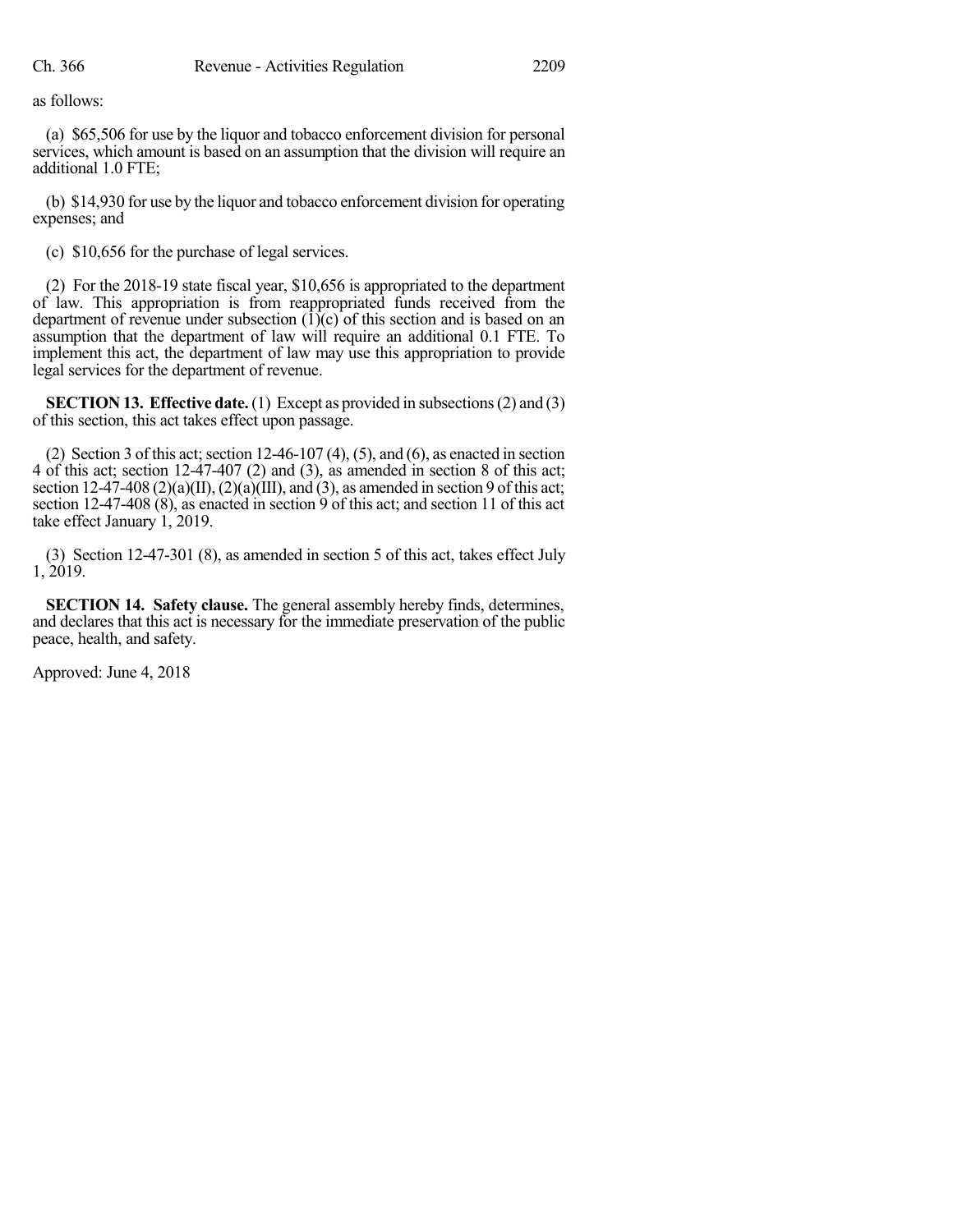as follows:

(a) $65,506 for use by the liquor and tobacco enforcement division for personal services, which amount is based on an assumption that the division will require an additional 1.0 FTE;

(b) $14,930 for use by the liquor and tobacco enforcement division for operating expenses; and

(c) $10,656 for the purchase of legal services.

(2) For the 2018-19 state fiscal year, $10,656 is appropriated to the department of law. This appropriation is from reappropriated funds received from the department of revenue under subsection (1)(c) of this section and is based on an assumption that the department of law will require an additional 0.1 FTE. To implement this act, the department of law may use this appropriation to provide legal services for the department of revenue.

**SECTION 13. Effective date.** (1) Except as provided in subsections (2) and (3) of this section, this act takes effect upon passage.

(2) Section 3 of this act; section 12-46-107 (4), (5), and (6), as enacted in section 4 of this act; section 12-47-407 (2) and (3), as amended in section 8 of this act; section 12-47-408 (2)(a)(II), (2)(a)(III), and (3), as amended in section 9 of this act; section 12-47-408 (8), as enacted in section 9 of this act; and section 11 of this act take effect January 1, 2019.

(3) Section 12-47-301 (8), as amended in section 5 of this act, takes effect July 1, 2019.

**SECTION 14. Safety clause.** The general assembly hereby finds, determines, and declares that this act is necessary for the immediate preservation of the public peace, health, and safety.

Approved: June 4, 2018